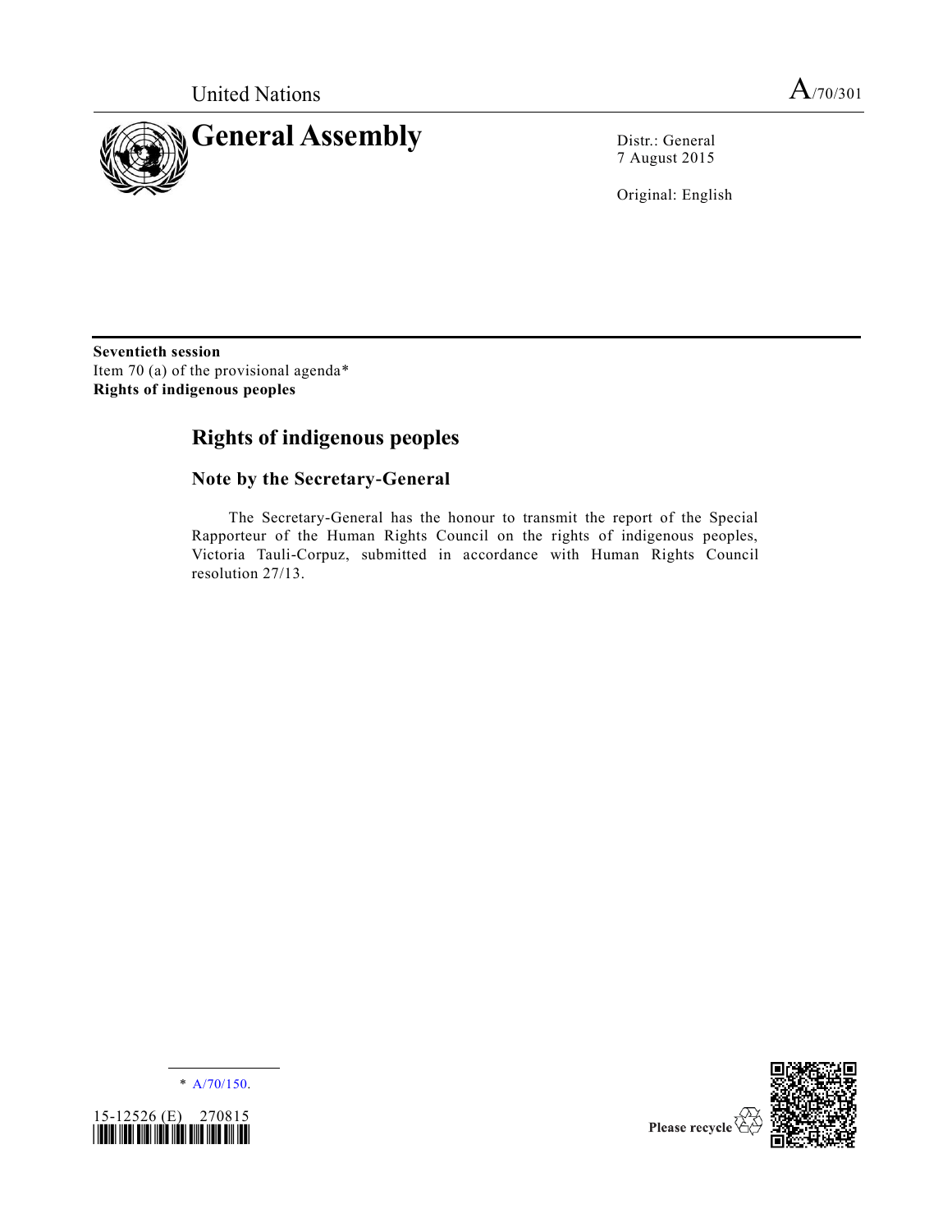United Nations

A/70/301

# General Assembly

Distr.: General
7 August 2015

Original: English

**Seventieth session**
Item 70 (a) of the provisional agenda*
**Rights of indigenous peoples**

## Rights of indigenous peoples

### Note by the Secretary-General

The Secretary-General has the honour to transmit the report of the Special Rapporteur of the Human Rights Council on the rights of indigenous peoples, Victoria Tauli-Corpuz, submitted in accordance with Human Rights Council resolution 27/13.

\* A/70/150.

15-12526 (E) 270815

Please recycle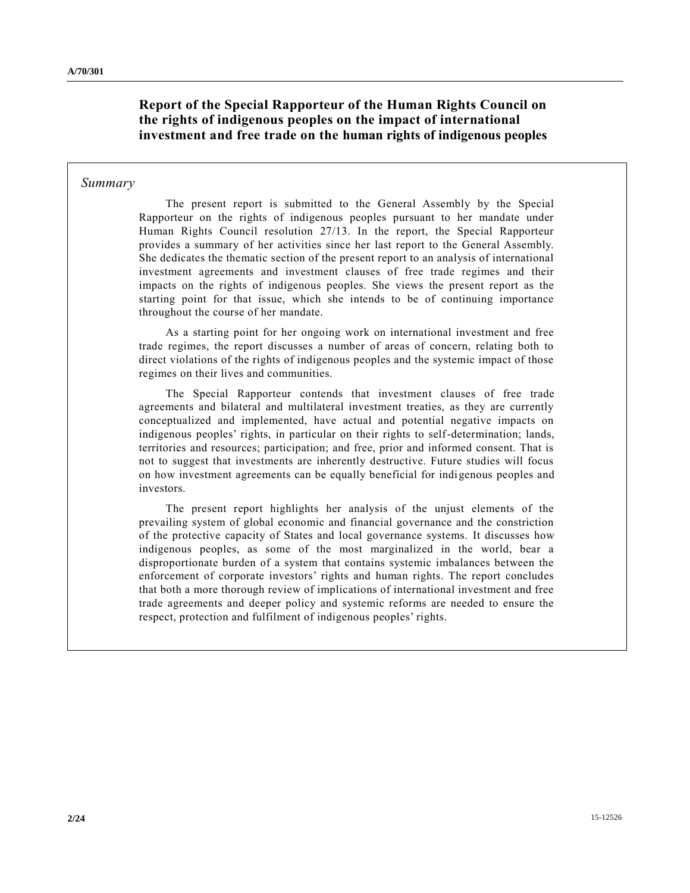# Report of the Special Rapporteur of the Human Rights Council on the rights of indigenous peoples on the impact of international investment and free trade on the human rights of indigenous peoples

## *Summary*

The present report is submitted to the General Assembly by the Special Rapporteur on the rights of indigenous peoples pursuant to her mandate under Human Rights Council resolution 27/13. In the report, the Special Rapporteur provides a summary of her activities since her last report to the General Assembly. She dedicates the thematic section of the present report to an analysis of international investment agreements and investment clauses of free trade regimes and their impacts on the rights of indigenous peoples. She views the present report as the starting point for that issue, which she intends to be of continuing importance throughout the course of her mandate.

As a starting point for her ongoing work on international investment and free trade regimes, the report discusses a number of areas of concern, relating both to direct violations of the rights of indigenous peoples and the systemic impact of those regimes on their lives and communities.

The Special Rapporteur contends that investment clauses of free trade agreements and bilateral and multilateral investment treaties, as they are currently conceptualized and implemented, have actual and potential negative impacts on indigenous peoples' rights, in particular on their rights to self-determination; lands, territories and resources; participation; and free, prior and informed consent. That is not to suggest that investments are inherently destructive. Future studies will focus on how investment agreements can be equally beneficial for indigenous peoples and investors.

The present report highlights her analysis of the unjust elements of the prevailing system of global economic and financial governance and the constriction of the protective capacity of States and local governance systems. It discusses how indigenous peoples, as some of the most marginalized in the world, bear a disproportionate burden of a system that contains systemic imbalances between the enforcement of corporate investors' rights and human rights. The report concludes that both a more thorough review of implications of international investment and free trade agreements and deeper policy and systemic reforms are needed to ensure the respect, protection and fulfilment of indigenous peoples' rights.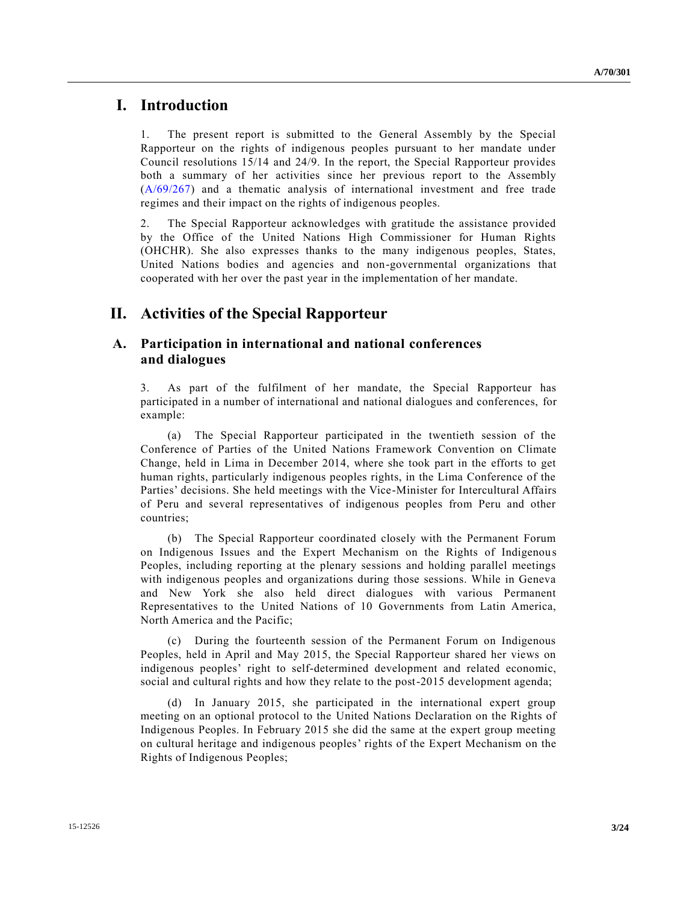# I. Introduction

1. The present report is submitted to the General Assembly by the Special Rapporteur on the rights of indigenous peoples pursuant to her mandate under Council resolutions 15/14 and 24/9. In the report, the Special Rapporteur provides both a summary of her activities since her previous report to the Assembly (A/69/267) and a thematic analysis of international investment and free trade regimes and their impact on the rights of indigenous peoples.

2. The Special Rapporteur acknowledges with gratitude the assistance provided by the Office of the United Nations High Commissioner for Human Rights (OHCHR). She also expresses thanks to the many indigenous peoples, States, United Nations bodies and agencies and non-governmental organizations that cooperated with her over the past year in the implementation of her mandate.

# II. Activities of the Special Rapporteur

## A. Participation in international and national conferences and dialogues

3. As part of the fulfilment of her mandate, the Special Rapporteur has participated in a number of international and national dialogues and conferences, for example:

(a) The Special Rapporteur participated in the twentieth session of the Conference of Parties of the United Nations Framework Convention on Climate Change, held in Lima in December 2014, where she took part in the efforts to get human rights, particularly indigenous peoples rights, in the Lima Conference of the Parties' decisions. She held meetings with the Vice-Minister for Intercultural Affairs of Peru and several representatives of indigenous peoples from Peru and other countries;

(b) The Special Rapporteur coordinated closely with the Permanent Forum on Indigenous Issues and the Expert Mechanism on the Rights of Indigenous Peoples, including reporting at the plenary sessions and holding parallel meetings with indigenous peoples and organizations during those sessions. While in Geneva and New York she also held direct dialogues with various Permanent Representatives to the United Nations of 10 Governments from Latin America, North America and the Pacific;

(c) During the fourteenth session of the Permanent Forum on Indigenous Peoples, held in April and May 2015, the Special Rapporteur shared her views on indigenous peoples' right to self-determined development and related economic, social and cultural rights and how they relate to the post-2015 development agenda;

(d) In January 2015, she participated in the international expert group meeting on an optional protocol to the United Nations Declaration on the Rights of Indigenous Peoples. In February 2015 she did the same at the expert group meeting on cultural heritage and indigenous peoples' rights of the Expert Mechanism on the Rights of Indigenous Peoples;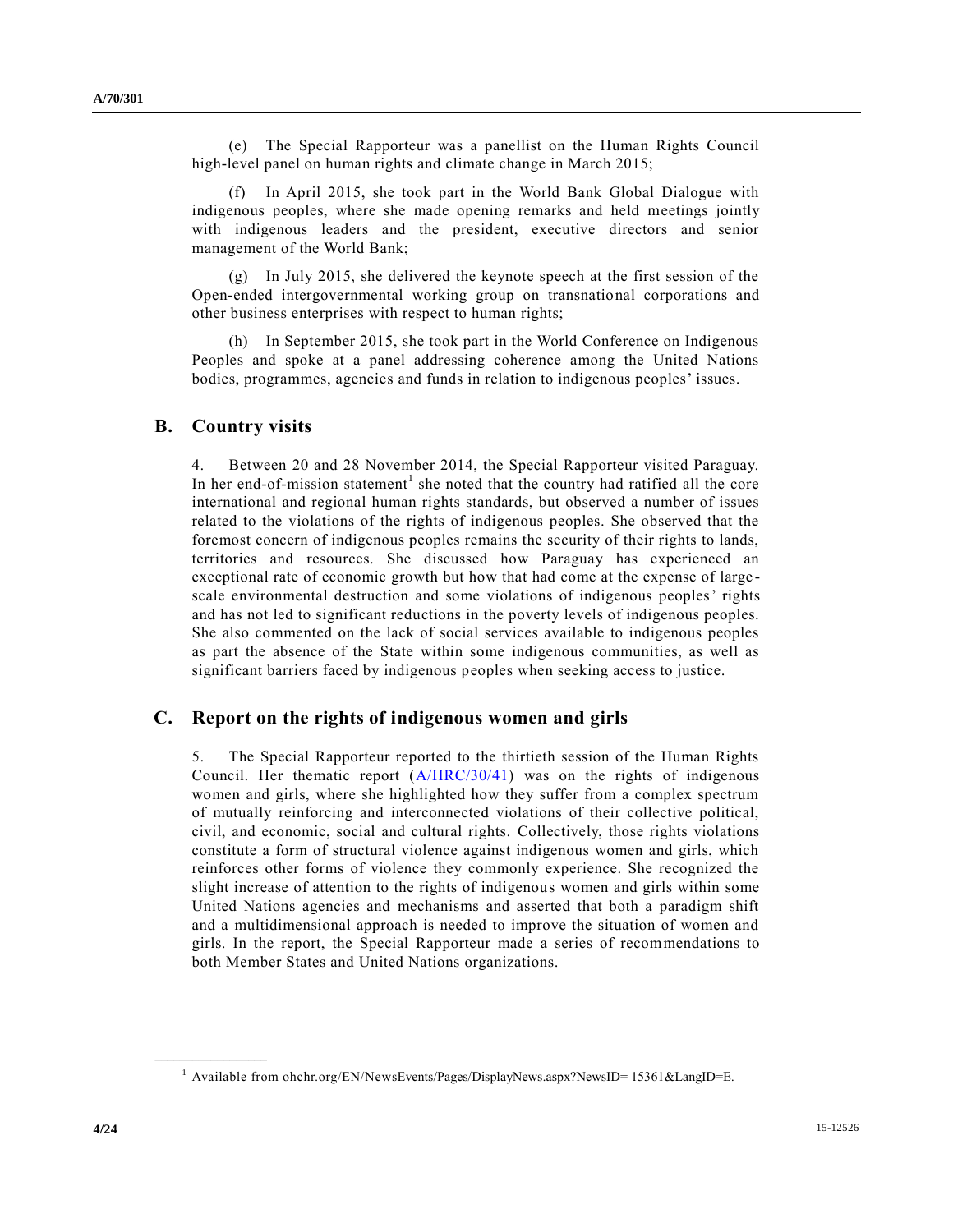(e) The Special Rapporteur was a panellist on the Human Rights Council high-level panel on human rights and climate change in March 2015;

(f) In April 2015, she took part in the World Bank Global Dialogue with indigenous peoples, where she made opening remarks and held meetings jointly with indigenous leaders and the president, executive directors and senior management of the World Bank;

(g) In July 2015, she delivered the keynote speech at the first session of the Open-ended intergovernmental working group on transnational corporations and other business enterprises with respect to human rights;

(h) In September 2015, she took part in the World Conference on Indigenous Peoples and spoke at a panel addressing coherence among the United Nations bodies, programmes, agencies and funds in relation to indigenous peoples' issues.

## B. Country visits

4. Between 20 and 28 November 2014, the Special Rapporteur visited Paraguay. In her end-of-mission statement[1] she noted that the country had ratified all the core international and regional human rights standards, but observed a number of issues related to the violations of the rights of indigenous peoples. She observed that the foremost concern of indigenous peoples remains the security of their rights to lands, territories and resources. She discussed how Paraguay has experienced an exceptional rate of economic growth but how that had come at the expense of large-scale environmental destruction and some violations of indigenous peoples' rights and has not led to significant reductions in the poverty levels of indigenous peoples. She also commented on the lack of social services available to indigenous peoples as part the absence of the State within some indigenous communities, as well as significant barriers faced by indigenous peoples when seeking access to justice.

## C. Report on the rights of indigenous women and girls

5. The Special Rapporteur reported to the thirtieth session of the Human Rights Council. Her thematic report (A/HRC/30/41) was on the rights of indigenous women and girls, where she highlighted how they suffer from a complex spectrum of mutually reinforcing and interconnected violations of their collective political, civil, and economic, social and cultural rights. Collectively, those rights violations constitute a form of structural violence against indigenous women and girls, which reinforces other forms of violence they commonly experience. She recognized the slight increase of attention to the rights of indigenous women and girls within some United Nations agencies and mechanisms and asserted that both a paradigm shift and a multidimensional approach is needed to improve the situation of women and girls. In the report, the Special Rapporteur made a series of recommendations to both Member States and United Nations organizations.

---

[1] Available from ohchr.org/EN/NewsEvents/Pages/DisplayNews.aspx?NewsID= 15361&LangID=E.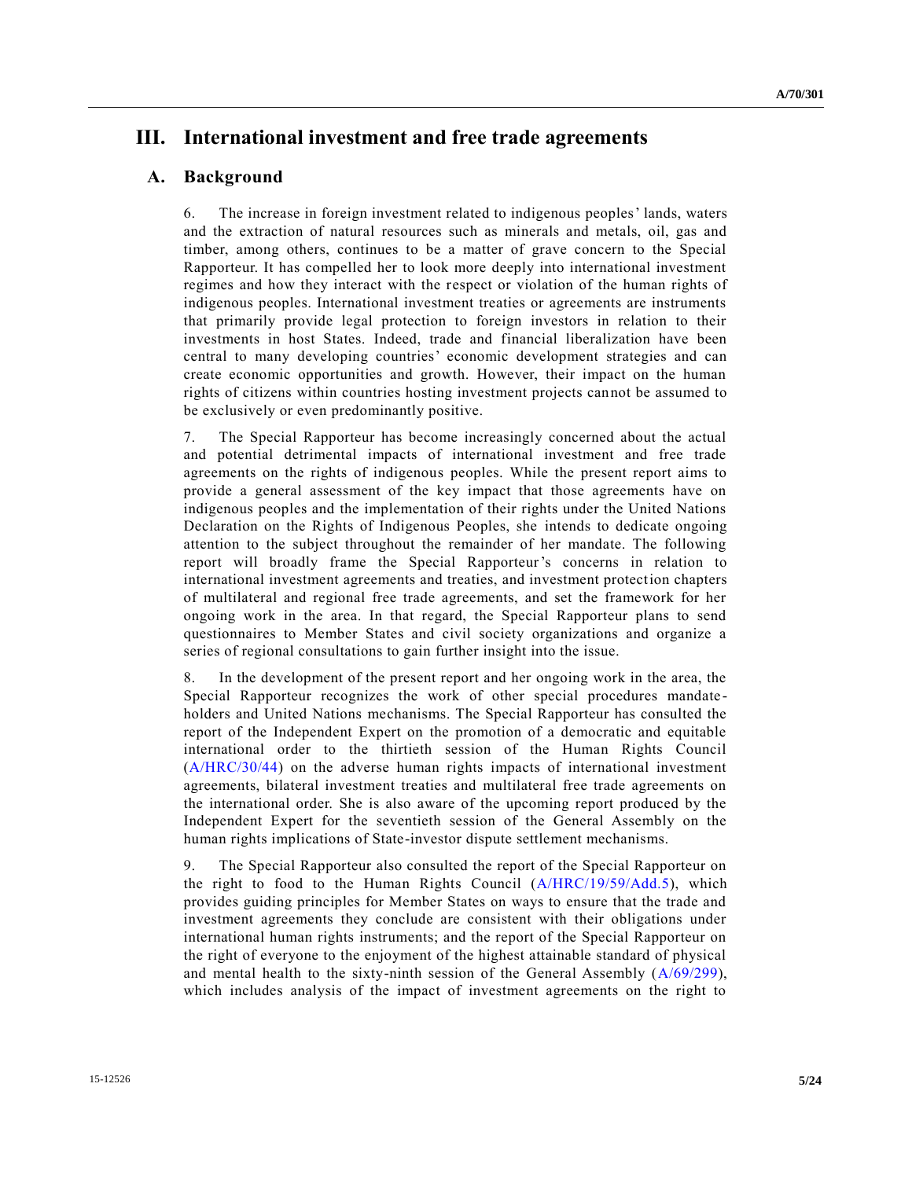# III. International investment and free trade agreements

## A. Background

6. The increase in foreign investment related to indigenous peoples' lands, waters and the extraction of natural resources such as minerals and metals, oil, gas and timber, among others, continues to be a matter of grave concern to the Special Rapporteur. It has compelled her to look more deeply into international investment regimes and how they interact with the respect or violation of the human rights of indigenous peoples. International investment treaties or agreements are instruments that primarily provide legal protection to foreign investors in relation to their investments in host States. Indeed, trade and financial liberalization have been central to many developing countries' economic development strategies and can create economic opportunities and growth. However, their impact on the human rights of citizens within countries hosting investment projects cannot be assumed to be exclusively or even predominantly positive.

7. The Special Rapporteur has become increasingly concerned about the actual and potential detrimental impacts of international investment and free trade agreements on the rights of indigenous peoples. While the present report aims to provide a general assessment of the key impact that those agreements have on indigenous peoples and the implementation of their rights under the United Nations Declaration on the Rights of Indigenous Peoples, she intends to dedicate ongoing attention to the subject throughout the remainder of her mandate. The following report will broadly frame the Special Rapporteur's concerns in relation to international investment agreements and treaties, and investment protection chapters of multilateral and regional free trade agreements, and set the framework for her ongoing work in the area. In that regard, the Special Rapporteur plans to send questionnaires to Member States and civil society organizations and organize a series of regional consultations to gain further insight into the issue.

8. In the development of the present report and her ongoing work in the area, the Special Rapporteur recognizes the work of other special procedures mandate-holders and United Nations mechanisms. The Special Rapporteur has consulted the report of the Independent Expert on the promotion of a democratic and equitable international order to the thirtieth session of the Human Rights Council (A/HRC/30/44) on the adverse human rights impacts of international investment agreements, bilateral investment treaties and multilateral free trade agreements on the international order. She is also aware of the upcoming report produced by the Independent Expert for the seventieth session of the General Assembly on the human rights implications of State-investor dispute settlement mechanisms.

9. The Special Rapporteur also consulted the report of the Special Rapporteur on the right to food to the Human Rights Council (A/HRC/19/59/Add.5), which provides guiding principles for Member States on ways to ensure that the trade and investment agreements they conclude are consistent with their obligations under international human rights instruments; and the report of the Special Rapporteur on the right of everyone to the enjoyment of the highest attainable standard of physical and mental health to the sixty-ninth session of the General Assembly (A/69/299), which includes analysis of the impact of investment agreements on the right to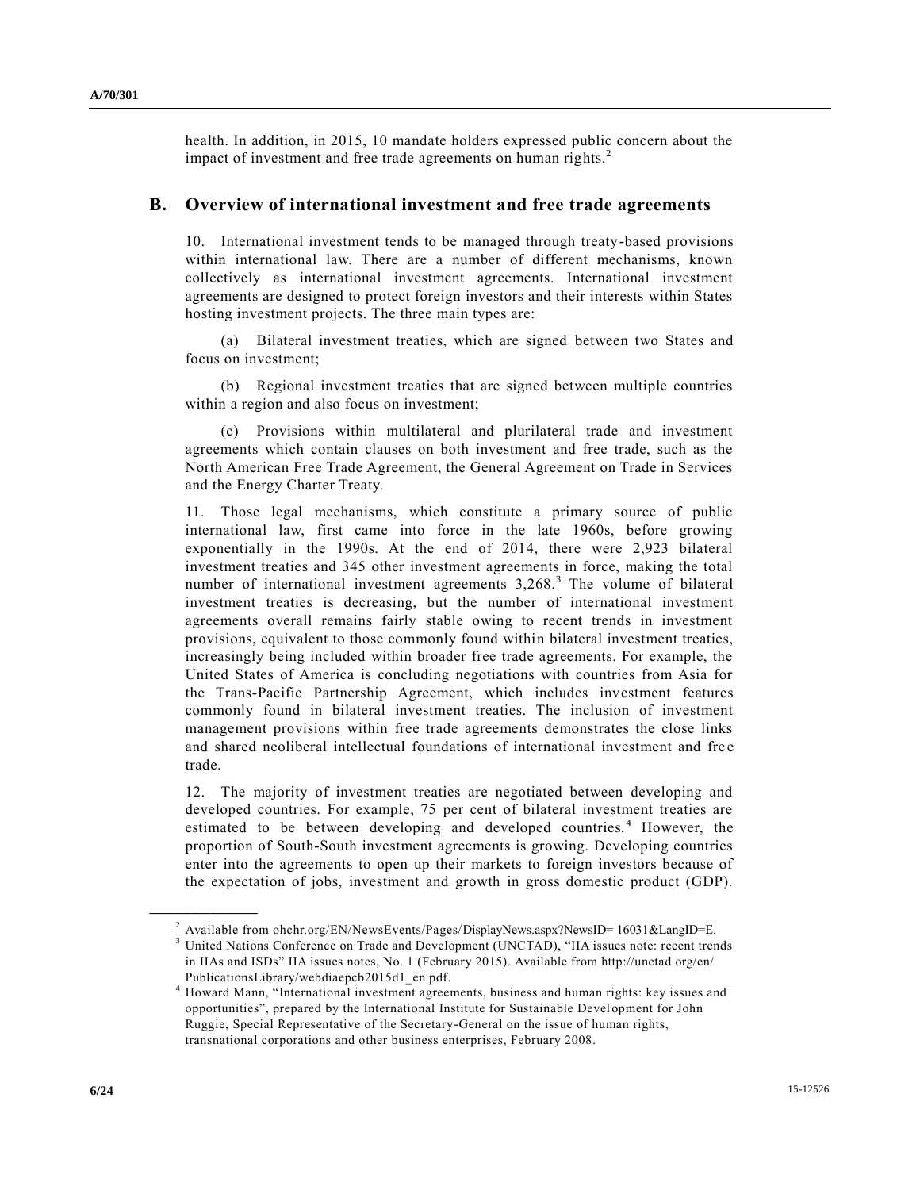health. In addition, in 2015, 10 mandate holders expressed public concern about the impact of investment and free trade agreements on human rights.[2]

## B. Overview of international investment and free trade agreements

10. International investment tends to be managed through treaty-based provisions within international law. There are a number of different mechanisms, known collectively as international investment agreements. International investment agreements are designed to protect foreign investors and their interests within States hosting investment projects. The three main types are:

(a) Bilateral investment treaties, which are signed between two States and focus on investment;

(b) Regional investment treaties that are signed between multiple countries within a region and also focus on investment;

(c) Provisions within multilateral and plurilateral trade and investment agreements which contain clauses on both investment and free trade, such as the North American Free Trade Agreement, the General Agreement on Trade in Services and the Energy Charter Treaty.

11. Those legal mechanisms, which constitute a primary source of public international law, first came into force in the late 1960s, before growing exponentially in the 1990s. At the end of 2014, there were 2,923 bilateral investment treaties and 345 other investment agreements in force, making the total number of international investment agreements 3,268.[3] The volume of bilateral investment treaties is decreasing, but the number of international investment agreements overall remains fairly stable owing to recent trends in investment provisions, equivalent to those commonly found within bilateral investment treaties, increasingly being included within broader free trade agreements. For example, the United States of America is concluding negotiations with countries from Asia for the Trans-Pacific Partnership Agreement, which includes investment features commonly found in bilateral investment treaties. The inclusion of investment management provisions within free trade agreements demonstrates the close links and shared neoliberal intellectual foundations of international investment and free trade.

12. The majority of investment treaties are negotiated between developing and developed countries. For example, 75 per cent of bilateral investment treaties are estimated to be between developing and developed countries.[4] However, the proportion of South-South investment agreements is growing. Developing countries enter into the agreements to open up their markets to foreign investors because of the expectation of jobs, investment and growth in gross domestic product (GDP).

---

[2] Available from ohchr.org/EN/NewsEvents/Pages/DisplayNews.aspx?NewsID= 16031&LangID=E.

[3] United Nations Conference on Trade and Development (UNCTAD), "IIA issues note: recent trends in IIAs and ISDs" IIA issues notes, No. 1 (February 2015). Available from http://unctad.org/en/PublicationsLibrary/webdiaepcb2015d1_en.pdf.

[4] Howard Mann, "International investment agreements, business and human rights: key issues and opportunities", prepared by the International Institute for Sustainable Development for John Ruggie, Special Representative of the Secretary-General on the issue of human rights, transnational corporations and other business enterprises, February 2008.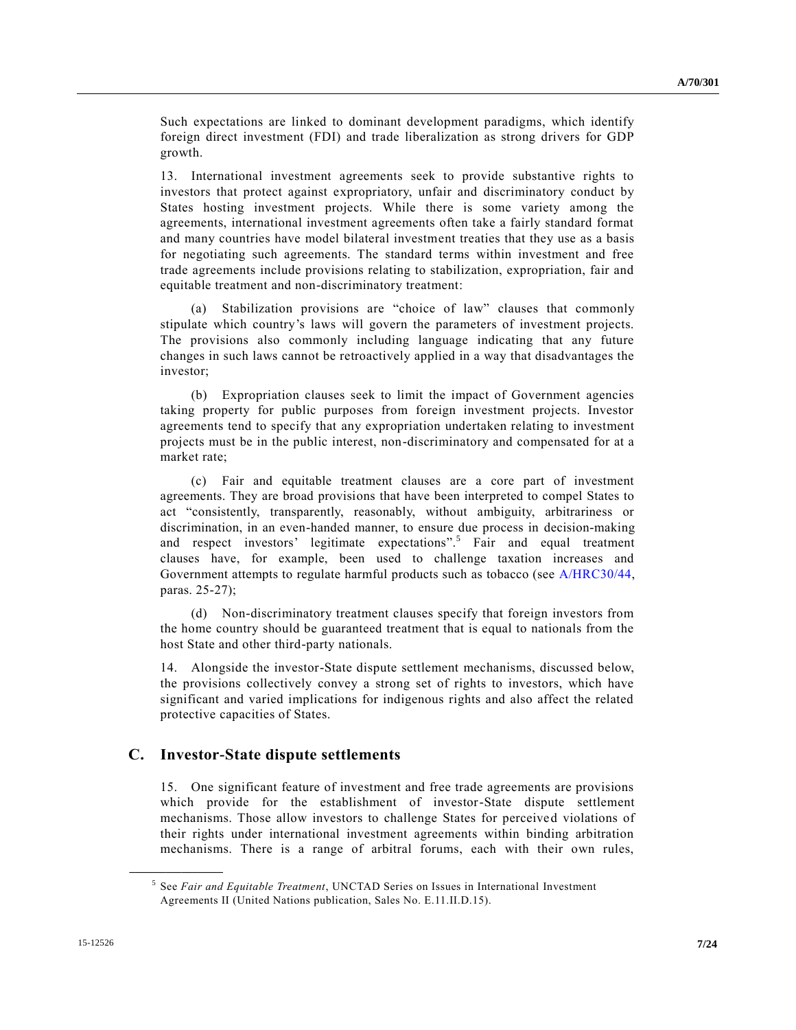Such expectations are linked to dominant development paradigms, which identify foreign direct investment (FDI) and trade liberalization as strong drivers for GDP growth.

13. International investment agreements seek to provide substantive rights to investors that protect against expropriatory, unfair and discriminatory conduct by States hosting investment projects. While there is some variety among the agreements, international investment agreements often take a fairly standard format and many countries have model bilateral investment treaties that they use as a basis for negotiating such agreements. The standard terms within investment and free trade agreements include provisions relating to stabilization, expropriation, fair and equitable treatment and non-discriminatory treatment:

(a) Stabilization provisions are "choice of law" clauses that commonly stipulate which country's laws will govern the parameters of investment projects. The provisions also commonly including language indicating that any future changes in such laws cannot be retroactively applied in a way that disadvantages the investor;

(b) Expropriation clauses seek to limit the impact of Government agencies taking property for public purposes from foreign investment projects. Investor agreements tend to specify that any expropriation undertaken relating to investment projects must be in the public interest, non-discriminatory and compensated for at a market rate;

(c) Fair and equitable treatment clauses are a core part of investment agreements. They are broad provisions that have been interpreted to compel States to act "consistently, transparently, reasonably, without ambiguity, arbitrariness or discrimination, in an even-handed manner, to ensure due process in decision-making and respect investors' legitimate expectations".[5] Fair and equal treatment clauses have, for example, been used to challenge taxation increases and Government attempts to regulate harmful products such as tobacco (see A/HRC30/44, paras. 25-27);

(d) Non-discriminatory treatment clauses specify that foreign investors from the home country should be guaranteed treatment that is equal to nationals from the host State and other third-party nationals.

14. Alongside the investor-State dispute settlement mechanisms, discussed below, the provisions collectively convey a strong set of rights to investors, which have significant and varied implications for indigenous rights and also affect the related protective capacities of States.

## C. Investor-State dispute settlements

15. One significant feature of investment and free trade agreements are provisions which provide for the establishment of investor-State dispute settlement mechanisms. Those allow investors to challenge States for perceived violations of their rights under international investment agreements within binding arbitration mechanisms. There is a range of arbitral forums, each with their own rules,

---

[5] See *Fair and Equitable Treatment*, UNCTAD Series on Issues in International Investment Agreements II (United Nations publication, Sales No. E.11.II.D.15).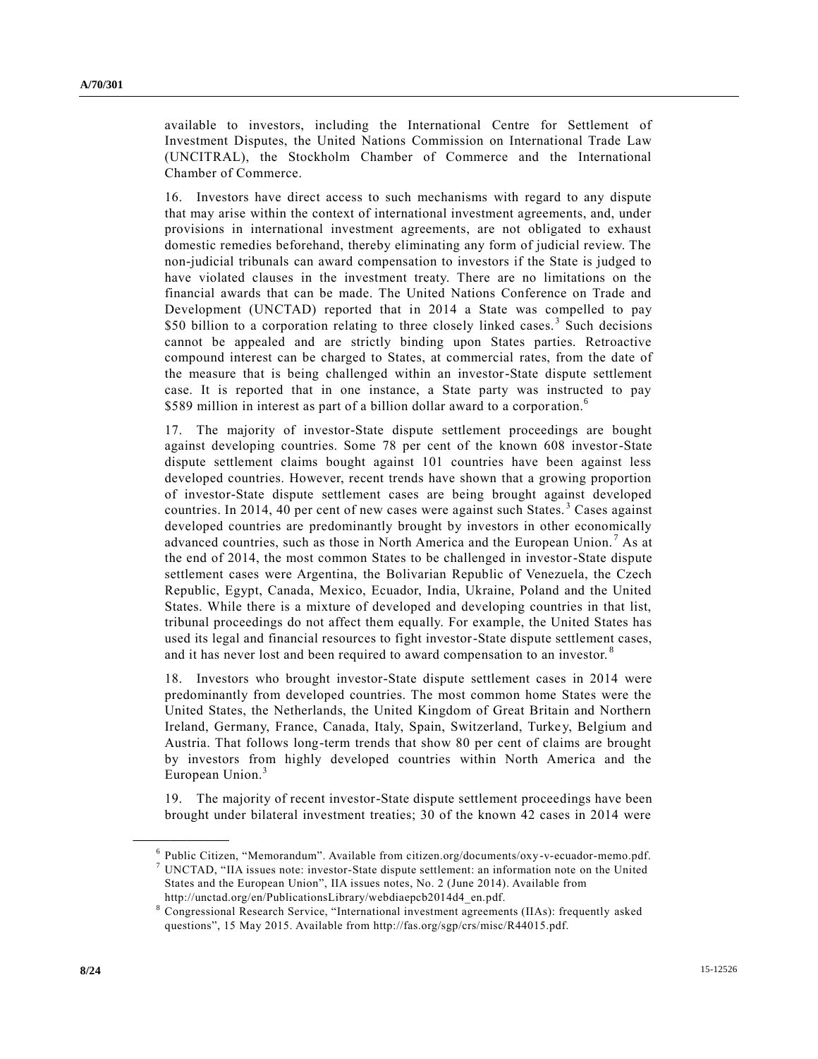available to investors, including the International Centre for Settlement of Investment Disputes, the United Nations Commission on International Trade Law (UNCITRAL), the Stockholm Chamber of Commerce and the International Chamber of Commerce.

16. Investors have direct access to such mechanisms with regard to any dispute that may arise within the context of international investment agreements, and, under provisions in international investment agreements, are not obligated to exhaust domestic remedies beforehand, thereby eliminating any form of judicial review. The non-judicial tribunals can award compensation to investors if the State is judged to have violated clauses in the investment treaty. There are no limitations on the financial awards that can be made. The United Nations Conference on Trade and Development (UNCTAD) reported that in 2014 a State was compelled to pay $50 billion to a corporation relating to three closely linked cases.[3] Such decisions cannot be appealed and are strictly binding upon States parties. Retroactive compound interest can be charged to States, at commercial rates, from the date of the measure that is being challenged within an investor-State dispute settlement case. It is reported that in one instance, a State party was instructed to pay $589 million in interest as part of a billion dollar award to a corporation.[6]

17. The majority of investor-State dispute settlement proceedings are bought against developing countries. Some 78 per cent of the known 608 investor-State dispute settlement claims bought against 101 countries have been against less developed countries. However, recent trends have shown that a growing proportion of investor-State dispute settlement cases are being brought against developed countries. In 2014, 40 per cent of new cases were against such States.[3] Cases against developed countries are predominantly brought by investors in other economically advanced countries, such as those in North America and the European Union.[7] As at the end of 2014, the most common States to be challenged in investor-State dispute settlement cases were Argentina, the Bolivarian Republic of Venezuela, the Czech Republic, Egypt, Canada, Mexico, Ecuador, India, Ukraine, Poland and the United States. While there is a mixture of developed and developing countries in that list, tribunal proceedings do not affect them equally. For example, the United States has used its legal and financial resources to fight investor-State dispute settlement cases, and it has never lost and been required to award compensation to an investor.[8]

18. Investors who brought investor-State dispute settlement cases in 2014 were predominantly from developed countries. The most common home States were the United States, the Netherlands, the United Kingdom of Great Britain and Northern Ireland, Germany, France, Canada, Italy, Spain, Switzerland, Turkey, Belgium and Austria. That follows long-term trends that show 80 per cent of claims are brought by investors from highly developed countries within North America and the European Union.[3]

19. The majority of recent investor-State dispute settlement proceedings have been brought under bilateral investment treaties; 30 of the known 42 cases in 2014 were

---

[6] Public Citizen, "Memorandum". Available from citizen.org/documents/oxy-v-ecuador-memo.pdf.

[7] UNCTAD, "IIA issues note: investor-State dispute settlement: an information note on the United States and the European Union", IIA issues notes, No. 2 (June 2014). Available from http://unctad.org/en/PublicationsLibrary/webdiaepcb2014d4_en.pdf.

[8] Congressional Research Service, "International investment agreements (IIAs): frequently asked questions", 15 May 2015. Available from http://fas.org/sgp/crs/misc/R44015.pdf.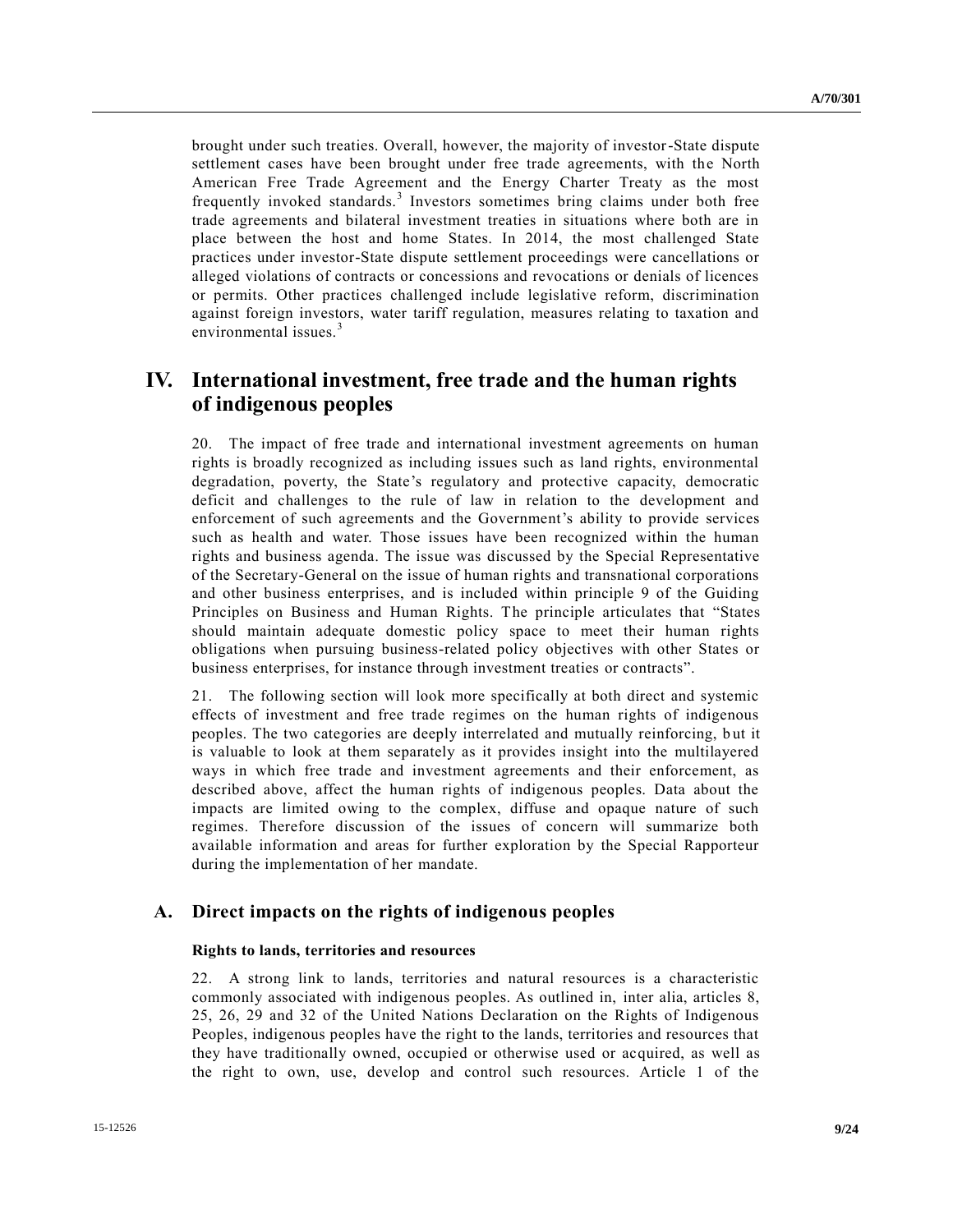brought under such treaties. Overall, however, the majority of investor-State dispute settlement cases have been brought under free trade agreements, with the North American Free Trade Agreement and the Energy Charter Treaty as the most frequently invoked standards.[3] Investors sometimes bring claims under both free trade agreements and bilateral investment treaties in situations where both are in place between the host and home States. In 2014, the most challenged State practices under investor-State dispute settlement proceedings were cancellations or alleged violations of contracts or concessions and revocations or denials of licences or permits. Other practices challenged include legislative reform, discrimination against foreign investors, water tariff regulation, measures relating to taxation and environmental issues.[3]

# IV. International investment, free trade and the human rights of indigenous peoples

20. The impact of free trade and international investment agreements on human rights is broadly recognized as including issues such as land rights, environmental degradation, poverty, the State's regulatory and protective capacity, democratic deficit and challenges to the rule of law in relation to the development and enforcement of such agreements and the Government's ability to provide services such as health and water. Those issues have been recognized within the human rights and business agenda. The issue was discussed by the Special Representative of the Secretary-General on the issue of human rights and transnational corporations and other business enterprises, and is included within principle 9 of the Guiding Principles on Business and Human Rights. The principle articulates that "States should maintain adequate domestic policy space to meet their human rights obligations when pursuing business-related policy objectives with other States or business enterprises, for instance through investment treaties or contracts".

21. The following section will look more specifically at both direct and systemic effects of investment and free trade regimes on the human rights of indigenous peoples. The two categories are deeply interrelated and mutually reinforcing, but it is valuable to look at them separately as it provides insight into the multilayered ways in which free trade and investment agreements and their enforcement, as described above, affect the human rights of indigenous peoples. Data about the impacts are limited owing to the complex, diffuse and opaque nature of such regimes. Therefore discussion of the issues of concern will summarize both available information and areas for further exploration by the Special Rapporteur during the implementation of her mandate.

## A. Direct impacts on the rights of indigenous peoples

### Rights to lands, territories and resources

22. A strong link to lands, territories and natural resources is a characteristic commonly associated with indigenous peoples. As outlined in, inter alia, articles 8, 25, 26, 29 and 32 of the United Nations Declaration on the Rights of Indigenous Peoples, indigenous peoples have the right to the lands, territories and resources that they have traditionally owned, occupied or otherwise used or acquired, as well as the right to own, use, develop and control such resources. Article 1 of the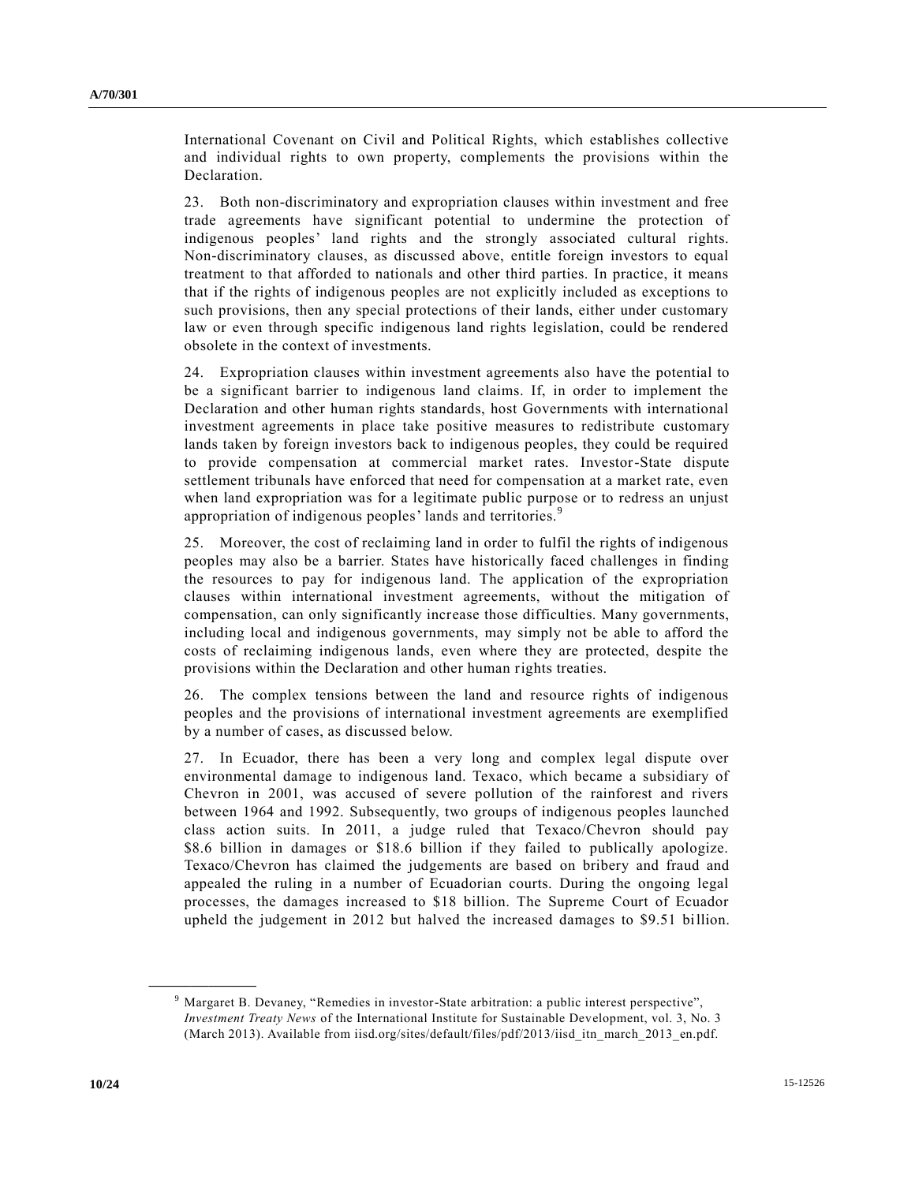International Covenant on Civil and Political Rights, which establishes collective and individual rights to own property, complements the provisions within the Declaration.

23. Both non-discriminatory and expropriation clauses within investment and free trade agreements have significant potential to undermine the protection of indigenous peoples' land rights and the strongly associated cultural rights. Non-discriminatory clauses, as discussed above, entitle foreign investors to equal treatment to that afforded to nationals and other third parties. In practice, it means that if the rights of indigenous peoples are not explicitly included as exceptions to such provisions, then any special protections of their lands, either under customary law or even through specific indigenous land rights legislation, could be rendered obsolete in the context of investments.

24. Expropriation clauses within investment agreements also have the potential to be a significant barrier to indigenous land claims. If, in order to implement the Declaration and other human rights standards, host Governments with international investment agreements in place take positive measures to redistribute customary lands taken by foreign investors back to indigenous peoples, they could be required to provide compensation at commercial market rates. Investor-State dispute settlement tribunals have enforced that need for compensation at a market rate, even when land expropriation was for a legitimate public purpose or to redress an unjust appropriation of indigenous peoples' lands and territories.[9]

25. Moreover, the cost of reclaiming land in order to fulfil the rights of indigenous peoples may also be a barrier. States have historically faced challenges in finding the resources to pay for indigenous land. The application of the expropriation clauses within international investment agreements, without the mitigation of compensation, can only significantly increase those difficulties. Many governments, including local and indigenous governments, may simply not be able to afford the costs of reclaiming indigenous lands, even where they are protected, despite the provisions within the Declaration and other human rights treaties.

26. The complex tensions between the land and resource rights of indigenous peoples and the provisions of international investment agreements are exemplified by a number of cases, as discussed below.

27. In Ecuador, there has been a very long and complex legal dispute over environmental damage to indigenous land. Texaco, which became a subsidiary of Chevron in 2001, was accused of severe pollution of the rainforest and rivers between 1964 and 1992. Subsequently, two groups of indigenous peoples launched class action suits. In 2011, a judge ruled that Texaco/Chevron should pay \$8.6 billion in damages or \$18.6 billion if they failed to publically apologize. Texaco/Chevron has claimed the judgements are based on bribery and fraud and appealed the ruling in a number of Ecuadorian courts. During the ongoing legal processes, the damages increased to \$18 billion. The Supreme Court of Ecuador upheld the judgement in 2012 but halved the increased damages to \$9.51 billion.

[9] Margaret B. Devaney, "Remedies in investor-State arbitration: a public interest perspective", *Investment Treaty News* of the International Institute for Sustainable Development, vol. 3, No. 3 (March 2013). Available from iisd.org/sites/default/files/pdf/2013/iisd_itn_march_2013_en.pdf.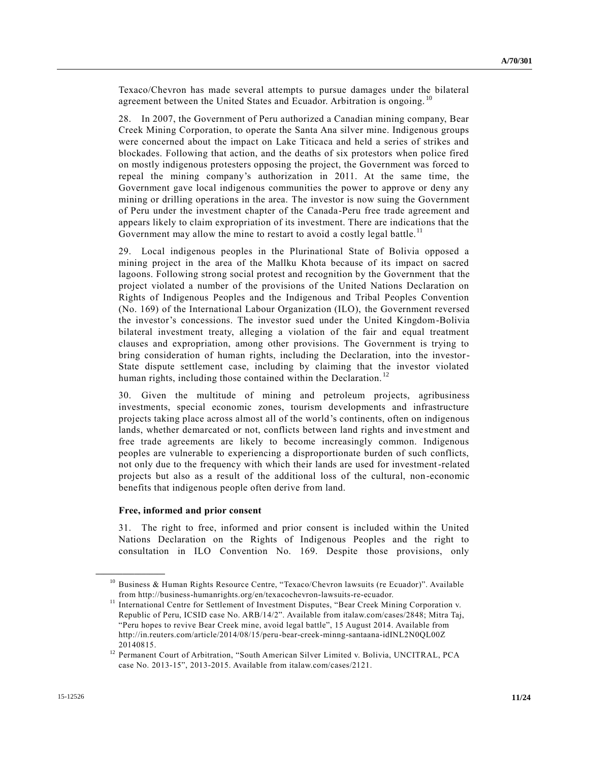Texaco/Chevron has made several attempts to pursue damages under the bilateral agreement between the United States and Ecuador. Arbitration is ongoing.[10]

28. In 2007, the Government of Peru authorized a Canadian mining company, Bear Creek Mining Corporation, to operate the Santa Ana silver mine. Indigenous groups were concerned about the impact on Lake Titicaca and held a series of strikes and blockades. Following that action, and the deaths of six protestors when police fired on mostly indigenous protesters opposing the project, the Government was forced to repeal the mining company's authorization in 2011. At the same time, the Government gave local indigenous communities the power to approve or deny any mining or drilling operations in the area. The investor is now suing the Government of Peru under the investment chapter of the Canada-Peru free trade agreement and appears likely to claim expropriation of its investment. There are indications that the Government may allow the mine to restart to avoid a costly legal battle.[11]

29. Local indigenous peoples in the Plurinational State of Bolivia opposed a mining project in the area of the Mallku Khota because of its impact on sacred lagoons. Following strong social protest and recognition by the Government that the project violated a number of the provisions of the United Nations Declaration on Rights of Indigenous Peoples and the Indigenous and Tribal Peoples Convention (No. 169) of the International Labour Organization (ILO), the Government reversed the investor's concessions. The investor sued under the United Kingdom-Bolivia bilateral investment treaty, alleging a violation of the fair and equal treatment clauses and expropriation, among other provisions. The Government is trying to bring consideration of human rights, including the Declaration, into the investor-State dispute settlement case, including by claiming that the investor violated human rights, including those contained within the Declaration.[12]

30. Given the multitude of mining and petroleum projects, agribusiness investments, special economic zones, tourism developments and infrastructure projects taking place across almost all of the world's continents, often on indigenous lands, whether demarcated or not, conflicts between land rights and investment and free trade agreements are likely to become increasingly common. Indigenous peoples are vulnerable to experiencing a disproportionate burden of such conflicts, not only due to the frequency with which their lands are used for investment-related projects but also as a result of the additional loss of the cultural, non-economic benefits that indigenous people often derive from land.

**Free, informed and prior consent**

31. The right to free, informed and prior consent is included within the United Nations Declaration on the Rights of Indigenous Peoples and the right to consultation in ILO Convention No. 169. Despite those provisions, only

---

[10] Business & Human Rights Resource Centre, "Texaco/Chevron lawsuits (re Ecuador)". Available from http://business-humanrights.org/en/texacochevron-lawsuits-re-ecuador.

[11] International Centre for Settlement of Investment Disputes, "Bear Creek Mining Corporation v. Republic of Peru, ICSID case No. ARB/14/2". Available from italaw.com/cases/2848; Mitra Taj, "Peru hopes to revive Bear Creek mine, avoid legal battle", 15 August 2014. Available from http://in.reuters.com/article/2014/08/15/peru-bear-creek-minng-santaana-idINL2N0QL00Z 20140815.

[12] Permanent Court of Arbitration, "South American Silver Limited v. Bolivia, UNCITRAL, PCA case No. 2013-15", 2013-2015. Available from italaw.com/cases/2121.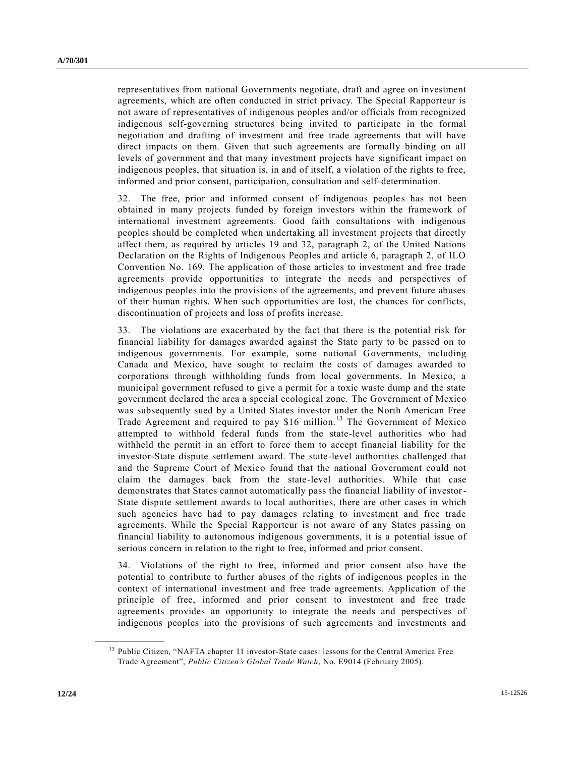representatives from national Governments negotiate, draft and agree on investment agreements, which are often conducted in strict privacy. The Special Rapporteur is not aware of representatives of indigenous peoples and/or officials from recognized indigenous self-governing structures being invited to participate in the formal negotiation and drafting of investment and free trade agreements that will have direct impacts on them. Given that such agreements are formally binding on all levels of government and that many investment projects have significant impact on indigenous peoples, that situation is, in and of itself, a violation of the rights to free, informed and prior consent, participation, consultation and self-determination.

32. The free, prior and informed consent of indigenous peoples has not been obtained in many projects funded by foreign investors within the framework of international investment agreements. Good faith consultations with indigenous peoples should be completed when undertaking all investment projects that directly affect them, as required by articles 19 and 32, paragraph 2, of the United Nations Declaration on the Rights of Indigenous Peoples and article 6, paragraph 2, of ILO Convention No. 169. The application of those articles to investment and free trade agreements provide opportunities to integrate the needs and perspectives of indigenous peoples into the provisions of the agreements, and prevent future abuses of their human rights. When such opportunities are lost, the chances for conflicts, discontinuation of projects and loss of profits increase.

33. The violations are exacerbated by the fact that there is the potential risk for financial liability for damages awarded against the State party to be passed on to indigenous governments. For example, some national Governments, including Canada and Mexico, have sought to reclaim the costs of damages awarded to corporations through withholding funds from local governments. In Mexico, a municipal government refused to give a permit for a toxic waste dump and the state government declared the area a special ecological zone. The Government of Mexico was subsequently sued by a United States investor under the North American Free Trade Agreement and required to pay $16 million.[13] The Government of Mexico attempted to withhold federal funds from the state-level authorities who had withheld the permit in an effort to force them to accept financial liability for the investor-State dispute settlement award. The state-level authorities challenged that and the Supreme Court of Mexico found that the national Government could not claim the damages back from the state-level authorities. While that case demonstrates that States cannot automatically pass the financial liability of investor-State dispute settlement awards to local authorities, there are other cases in which such agencies have had to pay damages relating to investment and free trade agreements. While the Special Rapporteur is not aware of any States passing on financial liability to autonomous indigenous governments, it is a potential issue of serious concern in relation to the right to free, informed and prior consent.

34. Violations of the right to free, informed and prior consent also have the potential to contribute to further abuses of the rights of indigenous peoples in the context of international investment and free trade agreements. Application of the principle of free, informed and prior consent to investment and free trade agreements provides an opportunity to integrate the needs and perspectives of indigenous peoples into the provisions of such agreements and investments and

[13] Public Citizen, "NAFTA chapter 11 investor-State cases: lessons for the Central America Free Trade Agreement", *Public Citizen's Global Trade Watch*, No. E9014 (February 2005).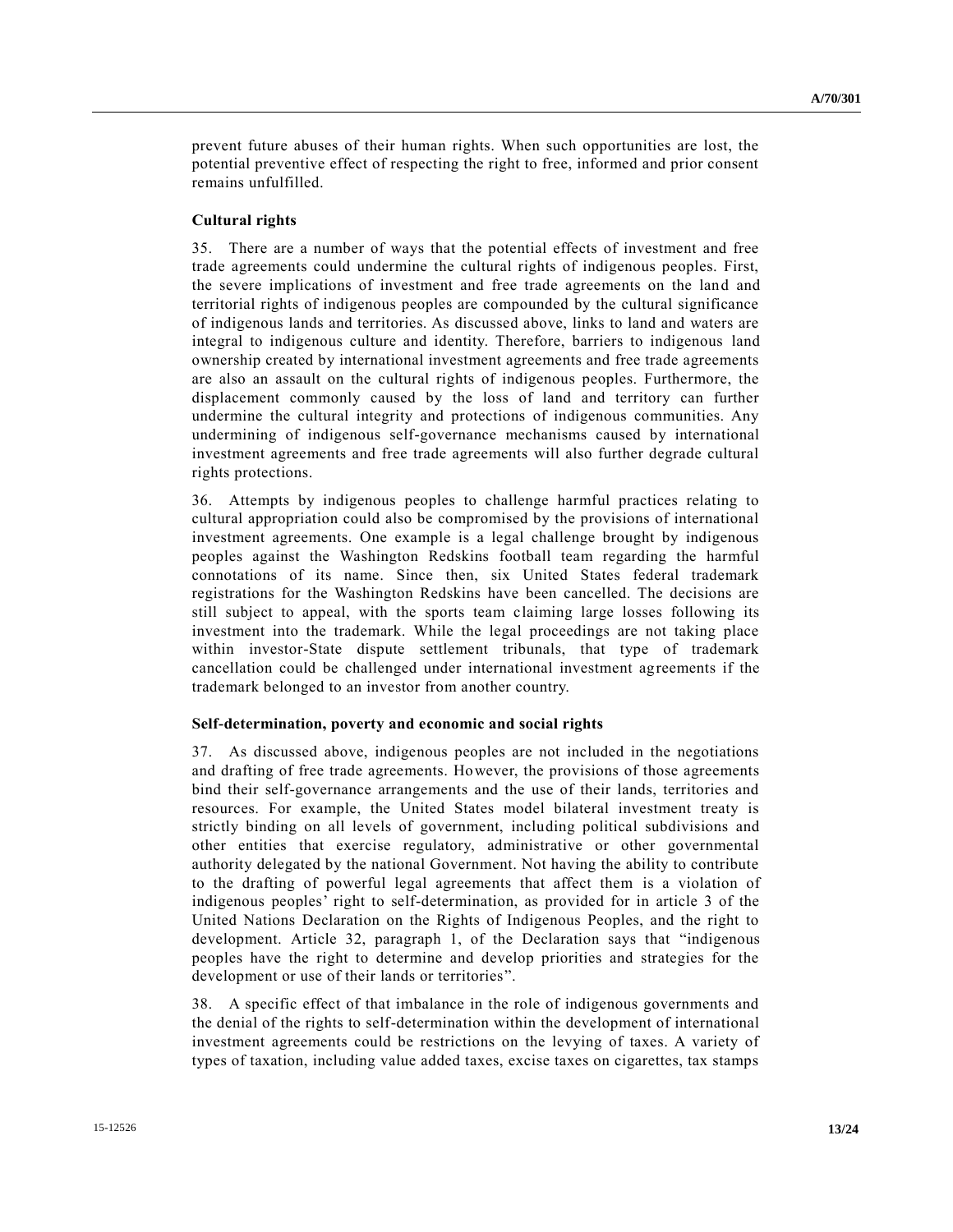prevent future abuses of their human rights. When such opportunities are lost, the potential preventive effect of respecting the right to free, informed and prior consent remains unfulfilled.

### Cultural rights

35. There are a number of ways that the potential effects of investment and free trade agreements could undermine the cultural rights of indigenous peoples. First, the severe implications of investment and free trade agreements on the land and territorial rights of indigenous peoples are compounded by the cultural significance of indigenous lands and territories. As discussed above, links to land and waters are integral to indigenous culture and identity. Therefore, barriers to indigenous land ownership created by international investment agreements and free trade agreements are also an assault on the cultural rights of indigenous peoples. Furthermore, the displacement commonly caused by the loss of land and territory can further undermine the cultural integrity and protections of indigenous communities. Any undermining of indigenous self-governance mechanisms caused by international investment agreements and free trade agreements will also further degrade cultural rights protections.

36. Attempts by indigenous peoples to challenge harmful practices relating to cultural appropriation could also be compromised by the provisions of international investment agreements. One example is a legal challenge brought by indigenous peoples against the Washington Redskins football team regarding the harmful connotations of its name. Since then, six United States federal trademark registrations for the Washington Redskins have been cancelled. The decisions are still subject to appeal, with the sports team claiming large losses following its investment into the trademark. While the legal proceedings are not taking place within investor-State dispute settlement tribunals, that type of trademark cancellation could be challenged under international investment agreements if the trademark belonged to an investor from another country.

### Self-determination, poverty and economic and social rights

37. As discussed above, indigenous peoples are not included in the negotiations and drafting of free trade agreements. However, the provisions of those agreements bind their self-governance arrangements and the use of their lands, territories and resources. For example, the United States model bilateral investment treaty is strictly binding on all levels of government, including political subdivisions and other entities that exercise regulatory, administrative or other governmental authority delegated by the national Government. Not having the ability to contribute to the drafting of powerful legal agreements that affect them is a violation of indigenous peoples' right to self-determination, as provided for in article 3 of the United Nations Declaration on the Rights of Indigenous Peoples, and the right to development. Article 32, paragraph 1, of the Declaration says that "indigenous peoples have the right to determine and develop priorities and strategies for the development or use of their lands or territories".

38. A specific effect of that imbalance in the role of indigenous governments and the denial of the rights to self-determination within the development of international investment agreements could be restrictions on the levying of taxes. A variety of types of taxation, including value added taxes, excise taxes on cigarettes, tax stamps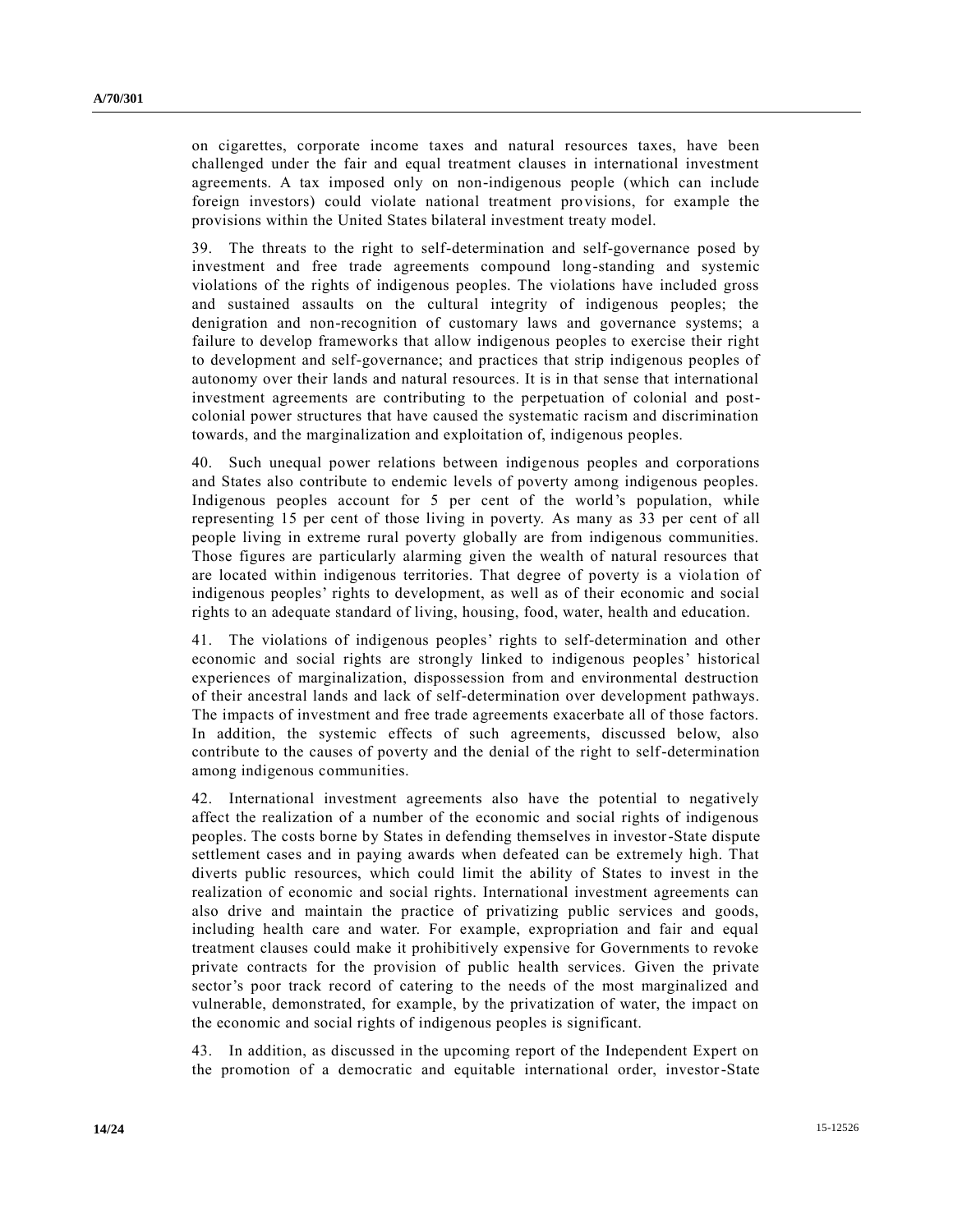on cigarettes, corporate income taxes and natural resources taxes, have been challenged under the fair and equal treatment clauses in international investment agreements. A tax imposed only on non-indigenous people (which can include foreign investors) could violate national treatment provisions, for example the provisions within the United States bilateral investment treaty model.

39. The threats to the right to self-determination and self-governance posed by investment and free trade agreements compound long-standing and systemic violations of the rights of indigenous peoples. The violations have included gross and sustained assaults on the cultural integrity of indigenous peoples; the denigration and non-recognition of customary laws and governance systems; a failure to develop frameworks that allow indigenous peoples to exercise their right to development and self-governance; and practices that strip indigenous peoples of autonomy over their lands and natural resources. It is in that sense that international investment agreements are contributing to the perpetuation of colonial and post-colonial power structures that have caused the systematic racism and discrimination towards, and the marginalization and exploitation of, indigenous peoples.

40. Such unequal power relations between indigenous peoples and corporations and States also contribute to endemic levels of poverty among indigenous peoples. Indigenous peoples account for 5 per cent of the world's population, while representing 15 per cent of those living in poverty. As many as 33 per cent of all people living in extreme rural poverty globally are from indigenous communities. Those figures are particularly alarming given the wealth of natural resources that are located within indigenous territories. That degree of poverty is a violation of indigenous peoples' rights to development, as well as of their economic and social rights to an adequate standard of living, housing, food, water, health and education.

41. The violations of indigenous peoples' rights to self-determination and other economic and social rights are strongly linked to indigenous peoples' historical experiences of marginalization, dispossession from and environmental destruction of their ancestral lands and lack of self-determination over development pathways. The impacts of investment and free trade agreements exacerbate all of those factors. In addition, the systemic effects of such agreements, discussed below, also contribute to the causes of poverty and the denial of the right to self-determination among indigenous communities.

42. International investment agreements also have the potential to negatively affect the realization of a number of the economic and social rights of indigenous peoples. The costs borne by States in defending themselves in investor-State dispute settlement cases and in paying awards when defeated can be extremely high. That diverts public resources, which could limit the ability of States to invest in the realization of economic and social rights. International investment agreements can also drive and maintain the practice of privatizing public services and goods, including health care and water. For example, expropriation and fair and equal treatment clauses could make it prohibitively expensive for Governments to revoke private contracts for the provision of public health services. Given the private sector's poor track record of catering to the needs of the most marginalized and vulnerable, demonstrated, for example, by the privatization of water, the impact on the economic and social rights of indigenous peoples is significant.

43. In addition, as discussed in the upcoming report of the Independent Expert on the promotion of a democratic and equitable international order, investor-State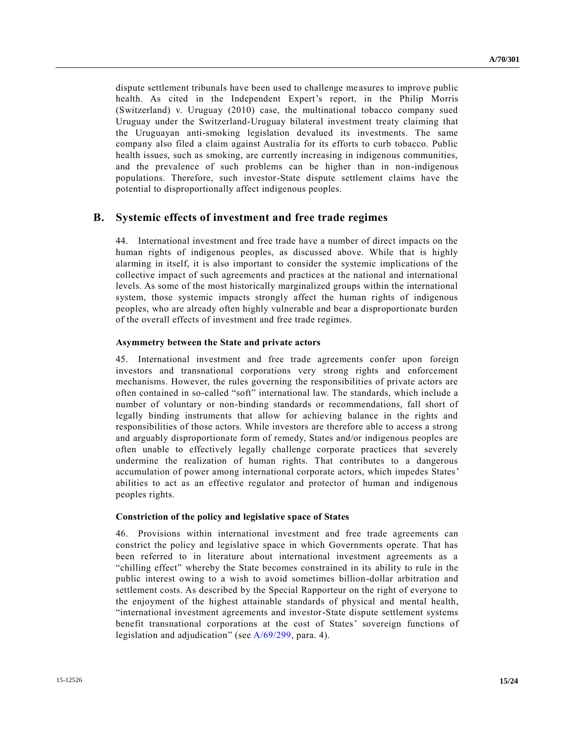dispute settlement tribunals have been used to challenge measures to improve public health. As cited in the Independent Expert's report, in the Philip Morris (Switzerland) v. Uruguay (2010) case, the multinational tobacco company sued Uruguay under the Switzerland-Uruguay bilateral investment treaty claiming that the Uruguayan anti-smoking legislation devalued its investments. The same company also filed a claim against Australia for its efforts to curb tobacco. Public health issues, such as smoking, are currently increasing in indigenous communities, and the prevalence of such problems can be higher than in non-indigenous populations. Therefore, such investor-State dispute settlement claims have the potential to disproportionally affect indigenous peoples.

## B. Systemic effects of investment and free trade regimes

44. International investment and free trade have a number of direct impacts on the human rights of indigenous peoples, as discussed above. While that is highly alarming in itself, it is also important to consider the systemic implications of the collective impact of such agreements and practices at the national and international levels. As some of the most historically marginalized groups within the international system, those systemic impacts strongly affect the human rights of indigenous peoples, who are already often highly vulnerable and bear a disproportionate burden of the overall effects of investment and free trade regimes.

#### Asymmetry between the State and private actors

45. International investment and free trade agreements confer upon foreign investors and transnational corporations very strong rights and enforcement mechanisms. However, the rules governing the responsibilities of private actors are often contained in so-called "soft" international law. The standards, which include a number of voluntary or non-binding standards or recommendations, fall short of legally binding instruments that allow for achieving balance in the rights and responsibilities of those actors. While investors are therefore able to access a strong and arguably disproportionate form of remedy, States and/or indigenous peoples are often unable to effectively legally challenge corporate practices that severely undermine the realization of human rights. That contributes to a dangerous accumulation of power among international corporate actors, which impedes States' abilities to act as an effective regulator and protector of human and indigenous peoples rights.

#### Constriction of the policy and legislative space of States

46. Provisions within international investment and free trade agreements can constrict the policy and legislative space in which Governments operate. That has been referred to in literature about international investment agreements as a "chilling effect" whereby the State becomes constrained in its ability to rule in the public interest owing to a wish to avoid sometimes billion-dollar arbitration and settlement costs. As described by the Special Rapporteur on the right of everyone to the enjoyment of the highest attainable standards of physical and mental health, "international investment agreements and investor-State dispute settlement systems benefit transnational corporations at the cost of States' sovereign functions of legislation and adjudication" (see A/69/299, para. 4).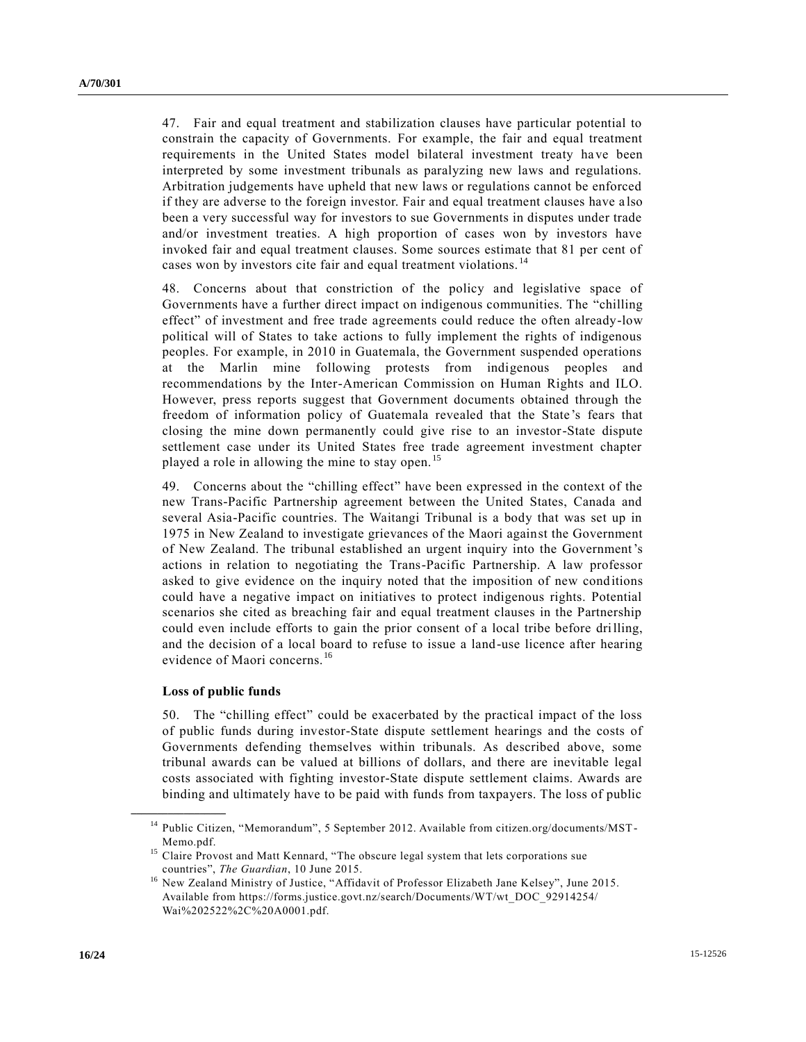47. Fair and equal treatment and stabilization clauses have particular potential to constrain the capacity of Governments. For example, the fair and equal treatment requirements in the United States model bilateral investment treaty have been interpreted by some investment tribunals as paralyzing new laws and regulations. Arbitration judgements have upheld that new laws or regulations cannot be enforced if they are adverse to the foreign investor. Fair and equal treatment clauses have also been a very successful way for investors to sue Governments in disputes under trade and/or investment treaties. A high proportion of cases won by investors have invoked fair and equal treatment clauses. Some sources estimate that 81 per cent of cases won by investors cite fair and equal treatment violations.[14]

48. Concerns about that constriction of the policy and legislative space of Governments have a further direct impact on indigenous communities. The "chilling effect" of investment and free trade agreements could reduce the often already-low political will of States to take actions to fully implement the rights of indigenous peoples. For example, in 2010 in Guatemala, the Government suspended operations at the Marlin mine following protests from indigenous peoples and recommendations by the Inter-American Commission on Human Rights and ILO. However, press reports suggest that Government documents obtained through the freedom of information policy of Guatemala revealed that the State's fears that closing the mine down permanently could give rise to an investor-State dispute settlement case under its United States free trade agreement investment chapter played a role in allowing the mine to stay open.[15]

49. Concerns about the "chilling effect" have been expressed in the context of the new Trans-Pacific Partnership agreement between the United States, Canada and several Asia-Pacific countries. The Waitangi Tribunal is a body that was set up in 1975 in New Zealand to investigate grievances of the Maori against the Government of New Zealand. The tribunal established an urgent inquiry into the Government's actions in relation to negotiating the Trans-Pacific Partnership. A law professor asked to give evidence on the inquiry noted that the imposition of new conditions could have a negative impact on initiatives to protect indigenous rights. Potential scenarios she cited as breaching fair and equal treatment clauses in the Partnership could even include efforts to gain the prior consent of a local tribe before drilling, and the decision of a local board to refuse to issue a land-use licence after hearing evidence of Maori concerns.[16]

**Loss of public funds**

50. The "chilling effect" could be exacerbated by the practical impact of the loss of public funds during investor-State dispute settlement hearings and the costs of Governments defending themselves within tribunals. As described above, some tribunal awards can be valued at billions of dollars, and there are inevitable legal costs associated with fighting investor-State dispute settlement claims. Awards are binding and ultimately have to be paid with funds from taxpayers. The loss of public

---

[14] Public Citizen, "Memorandum", 5 September 2012. Available from citizen.org/documents/MST-Memo.pdf.

[15] Claire Provost and Matt Kennard, "The obscure legal system that lets corporations sue countries", *The Guardian*, 10 June 2015.

[16] New Zealand Ministry of Justice, "Affidavit of Professor Elizabeth Jane Kelsey", June 2015. Available from https://forms.justice.govt.nz/search/Documents/WT/wt_DOC_92914254/Wai%202522%2C%20A0001.pdf.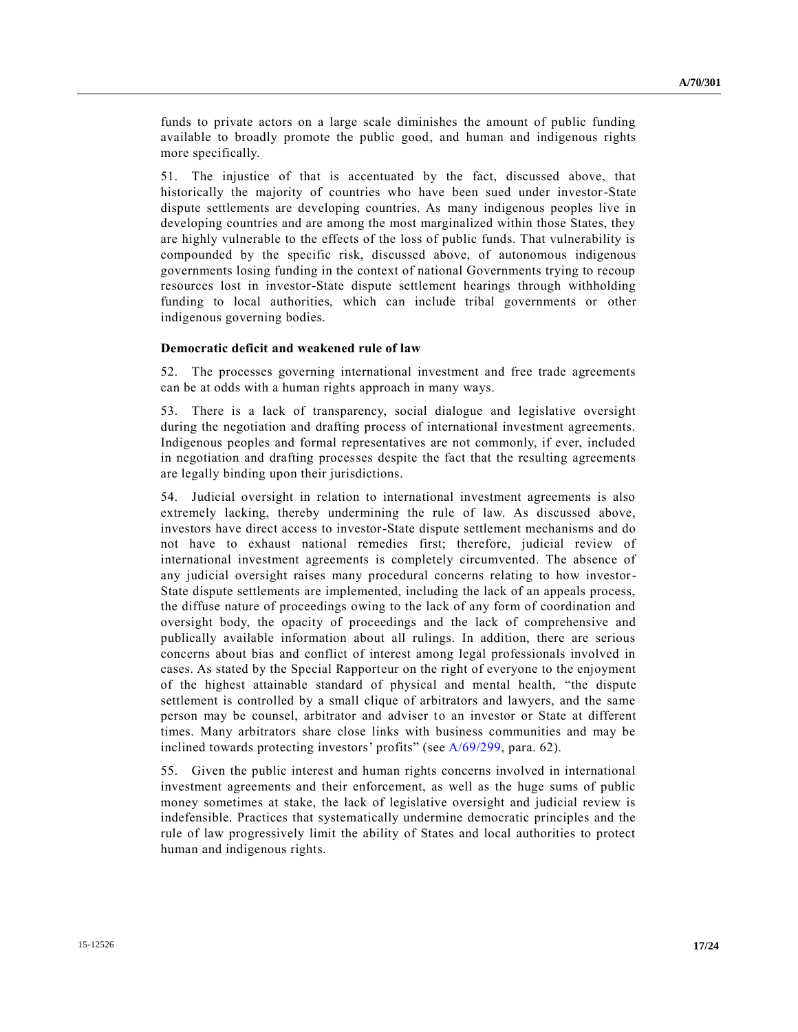funds to private actors on a large scale diminishes the amount of public funding available to broadly promote the public good, and human and indigenous rights more specifically.

51. The injustice of that is accentuated by the fact, discussed above, that historically the majority of countries who have been sued under investor-State dispute settlements are developing countries. As many indigenous peoples live in developing countries and are among the most marginalized within those States, they are highly vulnerable to the effects of the loss of public funds. That vulnerability is compounded by the specific risk, discussed above, of autonomous indigenous governments losing funding in the context of national Governments trying to recoup resources lost in investor-State dispute settlement hearings through withholding funding to local authorities, which can include tribal governments or other indigenous governing bodies.

**Democratic deficit and weakened rule of law**

52. The processes governing international investment and free trade agreements can be at odds with a human rights approach in many ways.

53. There is a lack of transparency, social dialogue and legislative oversight during the negotiation and drafting process of international investment agreements. Indigenous peoples and formal representatives are not commonly, if ever, included in negotiation and drafting processes despite the fact that the resulting agreements are legally binding upon their jurisdictions.

54. Judicial oversight in relation to international investment agreements is also extremely lacking, thereby undermining the rule of law. As discussed above, investors have direct access to investor-State dispute settlement mechanisms and do not have to exhaust national remedies first; therefore, judicial review of international investment agreements is completely circumvented. The absence of any judicial oversight raises many procedural concerns relating to how investor-State dispute settlements are implemented, including the lack of an appeals process, the diffuse nature of proceedings owing to the lack of any form of coordination and oversight body, the opacity of proceedings and the lack of comprehensive and publically available information about all rulings. In addition, there are serious concerns about bias and conflict of interest among legal professionals involved in cases. As stated by the Special Rapporteur on the right of everyone to the enjoyment of the highest attainable standard of physical and mental health, "the dispute settlement is controlled by a small clique of arbitrators and lawyers, and the same person may be counsel, arbitrator and adviser to an investor or State at different times. Many arbitrators share close links with business communities and may be inclined towards protecting investors' profits" (see A/69/299, para. 62).

55. Given the public interest and human rights concerns involved in international investment agreements and their enforcement, as well as the huge sums of public money sometimes at stake, the lack of legislative oversight and judicial review is indefensible. Practices that systematically undermine democratic principles and the rule of law progressively limit the ability of States and local authorities to protect human and indigenous rights.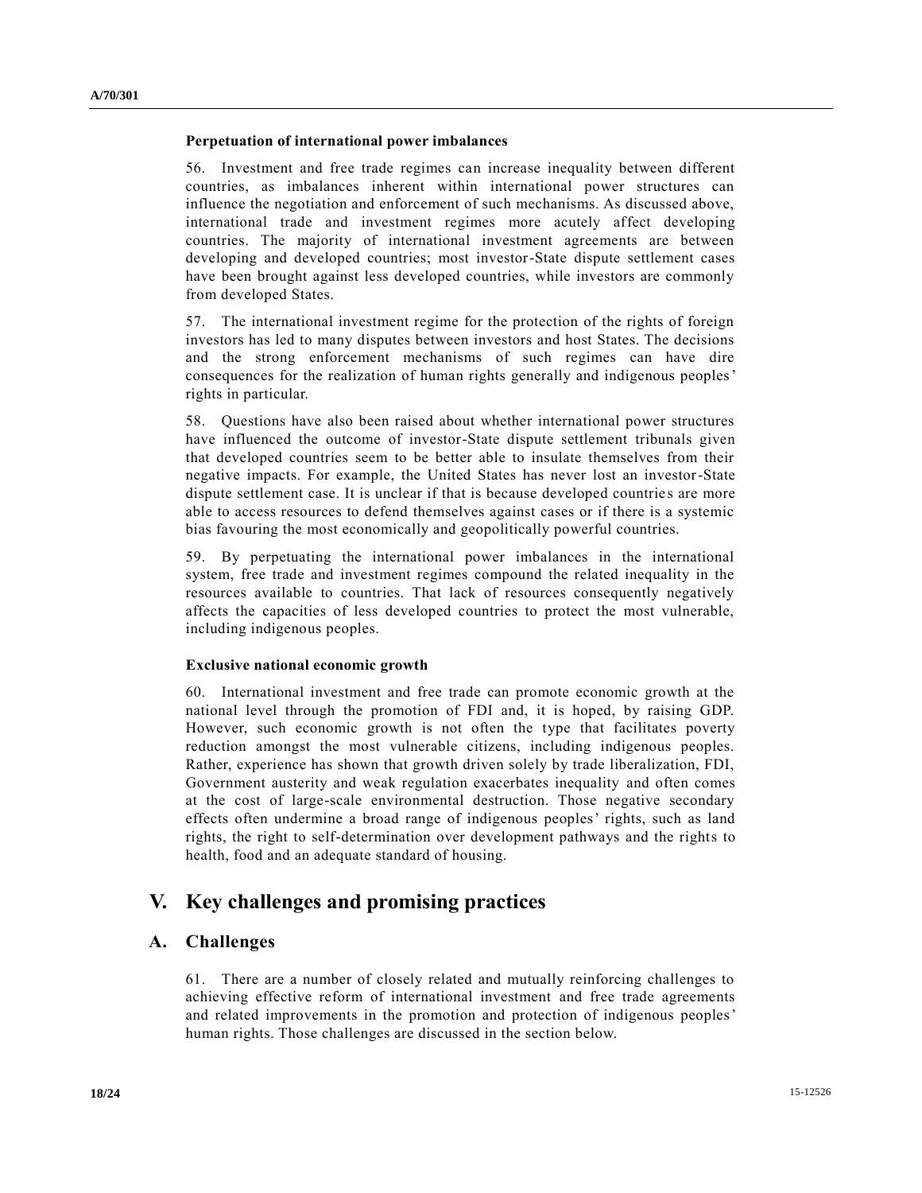#### Perpetuation of international power imbalances

56. Investment and free trade regimes can increase inequality between different countries, as imbalances inherent within international power structures can influence the negotiation and enforcement of such mechanisms. As discussed above, international trade and investment regimes more acutely affect developing countries. The majority of international investment agreements are between developing and developed countries; most investor-State dispute settlement cases have been brought against less developed countries, while investors are commonly from developed States.

57. The international investment regime for the protection of the rights of foreign investors has led to many disputes between investors and host States. The decisions and the strong enforcement mechanisms of such regimes can have dire consequences for the realization of human rights generally and indigenous peoples' rights in particular.

58. Questions have also been raised about whether international power structures have influenced the outcome of investor-State dispute settlement tribunals given that developed countries seem to be better able to insulate themselves from their negative impacts. For example, the United States has never lost an investor-State dispute settlement case. It is unclear if that is because developed countries are more able to access resources to defend themselves against cases or if there is a systemic bias favouring the most economically and geopolitically powerful countries.

59. By perpetuating the international power imbalances in the international system, free trade and investment regimes compound the related inequality in the resources available to countries. That lack of resources consequently negatively affects the capacities of less developed countries to protect the most vulnerable, including indigenous peoples.

#### Exclusive national economic growth

60. International investment and free trade can promote economic growth at the national level through the promotion of FDI and, it is hoped, by raising GDP. However, such economic growth is not often the type that facilitates poverty reduction amongst the most vulnerable citizens, including indigenous peoples. Rather, experience has shown that growth driven solely by trade liberalization, FDI, Government austerity and weak regulation exacerbates inequality and often comes at the cost of large-scale environmental destruction. Those negative secondary effects often undermine a broad range of indigenous peoples' rights, such as land rights, the right to self-determination over development pathways and the rights to health, food and an adequate standard of housing.

## V. Key challenges and promising practices

### A. Challenges

61. There are a number of closely related and mutually reinforcing challenges to achieving effective reform of international investment and free trade agreements and related improvements in the promotion and protection of indigenous peoples' human rights. Those challenges are discussed in the section below.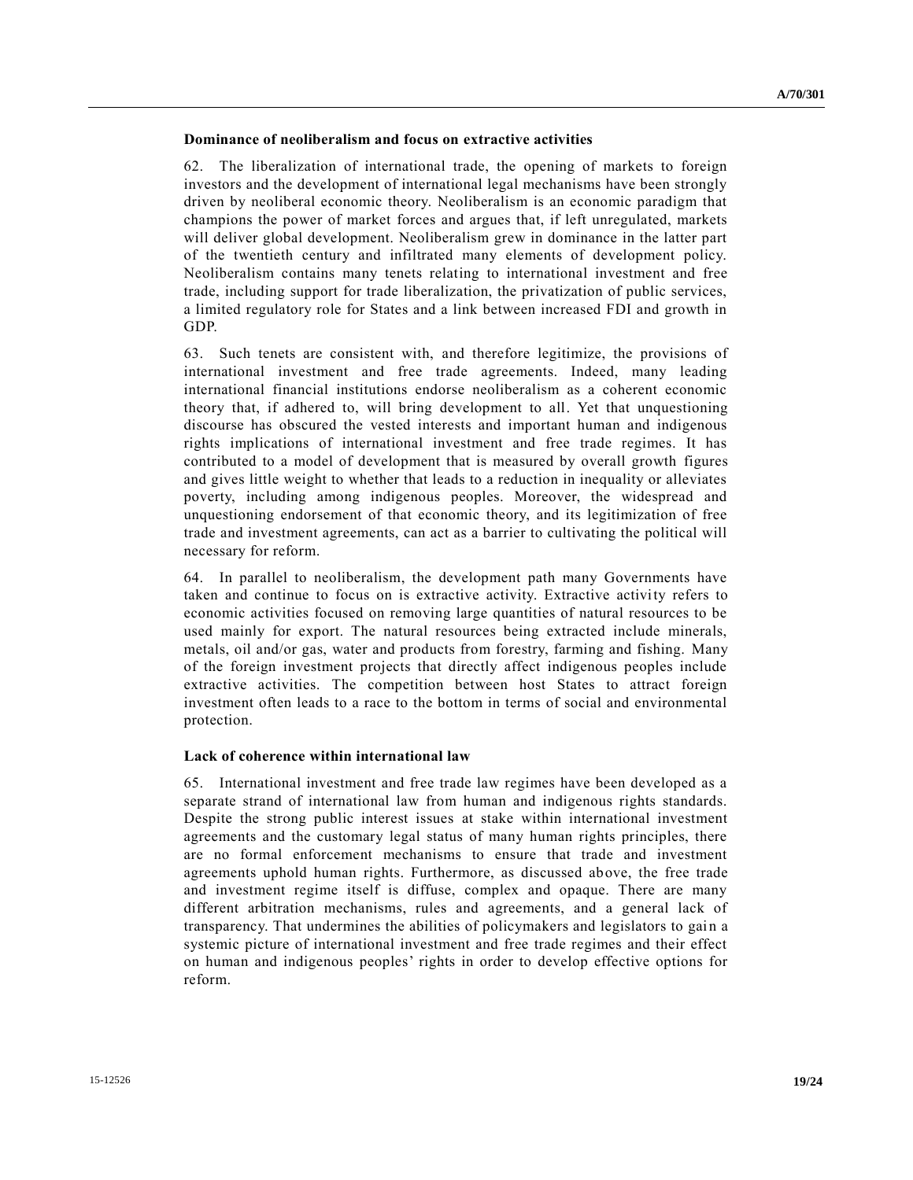**Dominance of neoliberalism and focus on extractive activities**

62. The liberalization of international trade, the opening of markets to foreign investors and the development of international legal mechanisms have been strongly driven by neoliberal economic theory. Neoliberalism is an economic paradigm that champions the power of market forces and argues that, if left unregulated, markets will deliver global development. Neoliberalism grew in dominance in the latter part of the twentieth century and infiltrated many elements of development policy. Neoliberalism contains many tenets relating to international investment and free trade, including support for trade liberalization, the privatization of public services, a limited regulatory role for States and a link between increased FDI and growth in GDP.

63. Such tenets are consistent with, and therefore legitimize, the provisions of international investment and free trade agreements. Indeed, many leading international financial institutions endorse neoliberalism as a coherent economic theory that, if adhered to, will bring development to all. Yet that unquestioning discourse has obscured the vested interests and important human and indigenous rights implications of international investment and free trade regimes. It has contributed to a model of development that is measured by overall growth figures and gives little weight to whether that leads to a reduction in inequality or alleviates poverty, including among indigenous peoples. Moreover, the widespread and unquestioning endorsement of that economic theory, and its legitimization of free trade and investment agreements, can act as a barrier to cultivating the political will necessary for reform.

64. In parallel to neoliberalism, the development path many Governments have taken and continue to focus on is extractive activity. Extractive activity refers to economic activities focused on removing large quantities of natural resources to be used mainly for export. The natural resources being extracted include minerals, metals, oil and/or gas, water and products from forestry, farming and fishing. Many of the foreign investment projects that directly affect indigenous peoples include extractive activities. The competition between host States to attract foreign investment often leads to a race to the bottom in terms of social and environmental protection.

**Lack of coherence within international law**

65. International investment and free trade law regimes have been developed as a separate strand of international law from human and indigenous rights standards. Despite the strong public interest issues at stake within international investment agreements and the customary legal status of many human rights principles, there are no formal enforcement mechanisms to ensure that trade and investment agreements uphold human rights. Furthermore, as discussed above, the free trade and investment regime itself is diffuse, complex and opaque. There are many different arbitration mechanisms, rules and agreements, and a general lack of transparency. That undermines the abilities of policymakers and legislators to gain a systemic picture of international investment and free trade regimes and their effect on human and indigenous peoples' rights in order to develop effective options for reform.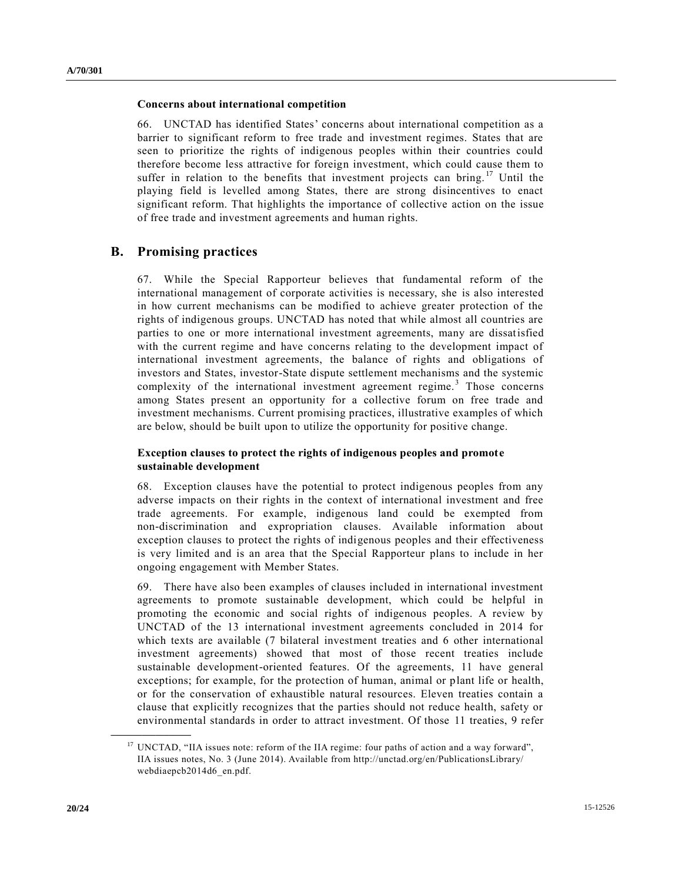**Concerns about international competition**

66. UNCTAD has identified States' concerns about international competition as a barrier to significant reform to free trade and investment regimes. States that are seen to prioritize the rights of indigenous peoples within their countries could therefore become less attractive for foreign investment, which could cause them to suffer in relation to the benefits that investment projects can bring.[17] Until the playing field is levelled among States, there are strong disincentives to enact significant reform. That highlights the importance of collective action on the issue of free trade and investment agreements and human rights.

## B. Promising practices

67. While the Special Rapporteur believes that fundamental reform of the international management of corporate activities is necessary, she is also interested in how current mechanisms can be modified to achieve greater protection of the rights of indigenous groups. UNCTAD has noted that while almost all countries are parties to one or more international investment agreements, many are dissatisfied with the current regime and have concerns relating to the development impact of international investment agreements, the balance of rights and obligations of investors and States, investor-State dispute settlement mechanisms and the systemic complexity of the international investment agreement regime.[3] Those concerns among States present an opportunity for a collective forum on free trade and investment mechanisms. Current promising practices, illustrative examples of which are below, should be built upon to utilize the opportunity for positive change.

**Exception clauses to protect the rights of indigenous peoples and promote sustainable development**

68. Exception clauses have the potential to protect indigenous peoples from any adverse impacts on their rights in the context of international investment and free trade agreements. For example, indigenous land could be exempted from non-discrimination and expropriation clauses. Available information about exception clauses to protect the rights of indigenous peoples and their effectiveness is very limited and is an area that the Special Rapporteur plans to include in her ongoing engagement with Member States.

69. There have also been examples of clauses included in international investment agreements to promote sustainable development, which could be helpful in promoting the economic and social rights of indigenous peoples. A review by UNCTAD of the 13 international investment agreements concluded in 2014 for which texts are available (7 bilateral investment treaties and 6 other international investment agreements) showed that most of those recent treaties include sustainable development-oriented features. Of the agreements, 11 have general exceptions; for example, for the protection of human, animal or plant life or health, or for the conservation of exhaustible natural resources. Eleven treaties contain a clause that explicitly recognizes that the parties should not reduce health, safety or environmental standards in order to attract investment. Of those 11 treaties, 9 refer

---

[17] UNCTAD, "IIA issues note: reform of the IIA regime: four paths of action and a way forward", IIA issues notes, No. 3 (June 2014). Available from http://unctad.org/en/PublicationsLibrary/webdiaepcb2014d6_en.pdf.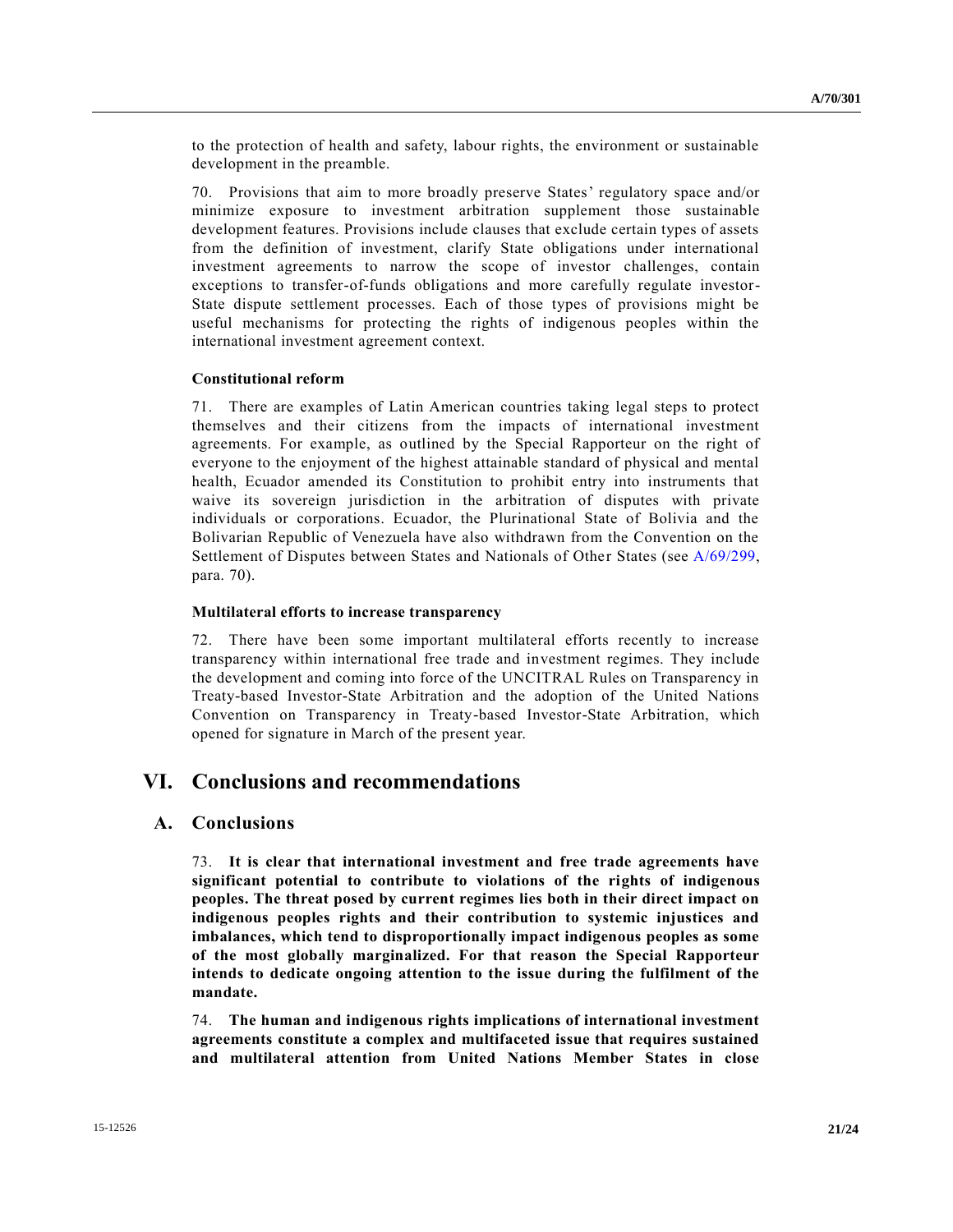to the protection of health and safety, labour rights, the environment or sustainable development in the preamble.

70. Provisions that aim to more broadly preserve States' regulatory space and/or minimize exposure to investment arbitration supplement those sustainable development features. Provisions include clauses that exclude certain types of assets from the definition of investment, clarify State obligations under international investment agreements to narrow the scope of investor challenges, contain exceptions to transfer-of-funds obligations and more carefully regulate investor-State dispute settlement processes. Each of those types of provisions might be useful mechanisms for protecting the rights of indigenous peoples within the international investment agreement context.

### Constitutional reform

71. There are examples of Latin American countries taking legal steps to protect themselves and their citizens from the impacts of international investment agreements. For example, as outlined by the Special Rapporteur on the right of everyone to the enjoyment of the highest attainable standard of physical and mental health, Ecuador amended its Constitution to prohibit entry into instruments that waive its sovereign jurisdiction in the arbitration of disputes with private individuals or corporations. Ecuador, the Plurinational State of Bolivia and the Bolivarian Republic of Venezuela have also withdrawn from the Convention on the Settlement of Disputes between States and Nationals of Other States (see A/69/299, para. 70).

### Multilateral efforts to increase transparency

72. There have been some important multilateral efforts recently to increase transparency within international free trade and investment regimes. They include the development and coming into force of the UNCITRAL Rules on Transparency in Treaty-based Investor-State Arbitration and the adoption of the United Nations Convention on Transparency in Treaty-based Investor-State Arbitration, which opened for signature in March of the present year.

# VI. Conclusions and recommendations

## A. Conclusions

73. **It is clear that international investment and free trade agreements have significant potential to contribute to violations of the rights of indigenous peoples. The threat posed by current regimes lies both in their direct impact on indigenous peoples rights and their contribution to systemic injustices and imbalances, which tend to disproportionally impact indigenous peoples as some of the most globally marginalized. For that reason the Special Rapporteur intends to dedicate ongoing attention to the issue during the fulfilment of the mandate.**

74. **The human and indigenous rights implications of international investment agreements constitute a complex and multifaceted issue that requires sustained and multilateral attention from United Nations Member States in close**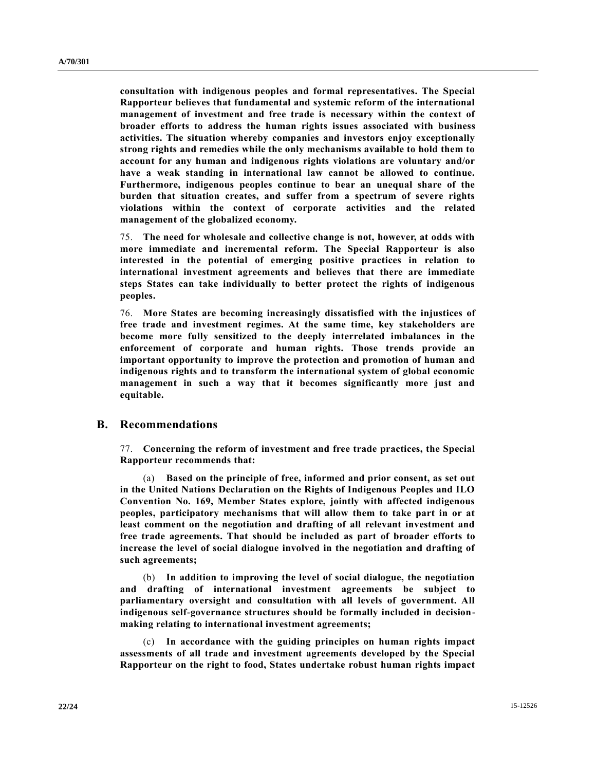**consultation with indigenous peoples and formal representatives. The Special Rapporteur believes that fundamental and systemic reform of the international management of investment and free trade is necessary within the context of broader efforts to address the human rights issues associated with business activities. The situation whereby companies and investors enjoy exceptionally strong rights and remedies while the only mechanisms available to hold them to account for any human and indigenous rights violations are voluntary and/or have a weak standing in international law cannot be allowed to continue. Furthermore, indigenous peoples continue to bear an unequal share of the burden that situation creates, and suffer from a spectrum of severe rights violations within the context of corporate activities and the related management of the globalized economy.**

75. **The need for wholesale and collective change is not, however, at odds with more immediate and incremental reform. The Special Rapporteur is also interested in the potential of emerging positive practices in relation to international investment agreements and believes that there are immediate steps States can take individually to better protect the rights of indigenous peoples.**

76. **More States are becoming increasingly dissatisfied with the injustices of free trade and investment regimes. At the same time, key stakeholders are become more fully sensitized to the deeply interrelated imbalances in the enforcement of corporate and human rights. Those trends provide an important opportunity to improve the protection and promotion of human and indigenous rights and to transform the international system of global economic management in such a way that it becomes significantly more just and equitable.**

## B. Recommendations

77. **Concerning the reform of investment and free trade practices, the Special Rapporteur recommends that:**

(a) **Based on the principle of free, informed and prior consent, as set out in the United Nations Declaration on the Rights of Indigenous Peoples and ILO Convention No. 169, Member States explore, jointly with affected indigenous peoples, participatory mechanisms that will allow them to take part in or at least comment on the negotiation and drafting of all relevant investment and free trade agreements. That should be included as part of broader efforts to increase the level of social dialogue involved in the negotiation and drafting of such agreements;**

(b) **In addition to improving the level of social dialogue, the negotiation and drafting of international investment agreements be subject to parliamentary oversight and consultation with all levels of government. All indigenous self-governance structures should be formally included in decision-making relating to international investment agreements;**

(c) **In accordance with the guiding principles on human rights impact assessments of all trade and investment agreements developed by the Special Rapporteur on the right to food, States undertake robust human rights impact**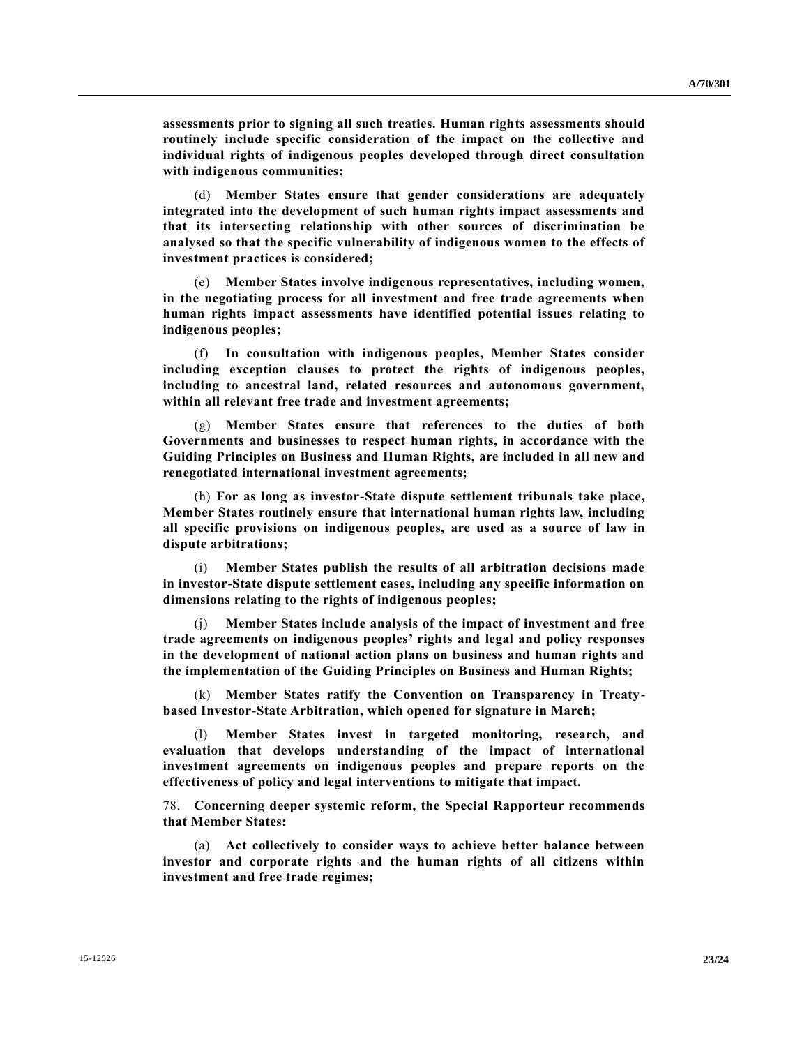**assessments prior to signing all such treaties. Human rights assessments should routinely include specific consideration of the impact on the collective and individual rights of indigenous peoples developed through direct consultation with indigenous communities;**

(d) **Member States ensure that gender considerations are adequately integrated into the development of such human rights impact assessments and that its intersecting relationship with other sources of discrimination be analysed so that the specific vulnerability of indigenous women to the effects of investment practices is considered;**

(e) **Member States involve indigenous representatives, including women, in the negotiating process for all investment and free trade agreements when human rights impact assessments have identified potential issues relating to indigenous peoples;**

(f) **In consultation with indigenous peoples, Member States consider including exception clauses to protect the rights of indigenous peoples, including to ancestral land, related resources and autonomous government, within all relevant free trade and investment agreements;**

(g) **Member States ensure that references to the duties of both Governments and businesses to respect human rights, in accordance with the Guiding Principles on Business and Human Rights, are included in all new and renegotiated international investment agreements;**

(h) **For as long as investor-State dispute settlement tribunals take place, Member States routinely ensure that international human rights law, including all specific provisions on indigenous peoples, are used as a source of law in dispute arbitrations;**

(i) **Member States publish the results of all arbitration decisions made in investor-State dispute settlement cases, including any specific information on dimensions relating to the rights of indigenous peoples;**

(j) **Member States include analysis of the impact of investment and free trade agreements on indigenous peoples' rights and legal and policy responses in the development of national action plans on business and human rights and the implementation of the Guiding Principles on Business and Human Rights;**

(k) **Member States ratify the Convention on Transparency in Treaty-based Investor-State Arbitration, which opened for signature in March;**

(l) **Member States invest in targeted monitoring, research, and evaluation that develops understanding of the impact of international investment agreements on indigenous peoples and prepare reports on the effectiveness of policy and legal interventions to mitigate that impact.**

78. **Concerning deeper systemic reform, the Special Rapporteur recommends that Member States:**

(a) **Act collectively to consider ways to achieve better balance between investor and corporate rights and the human rights of all citizens within investment and free trade regimes;**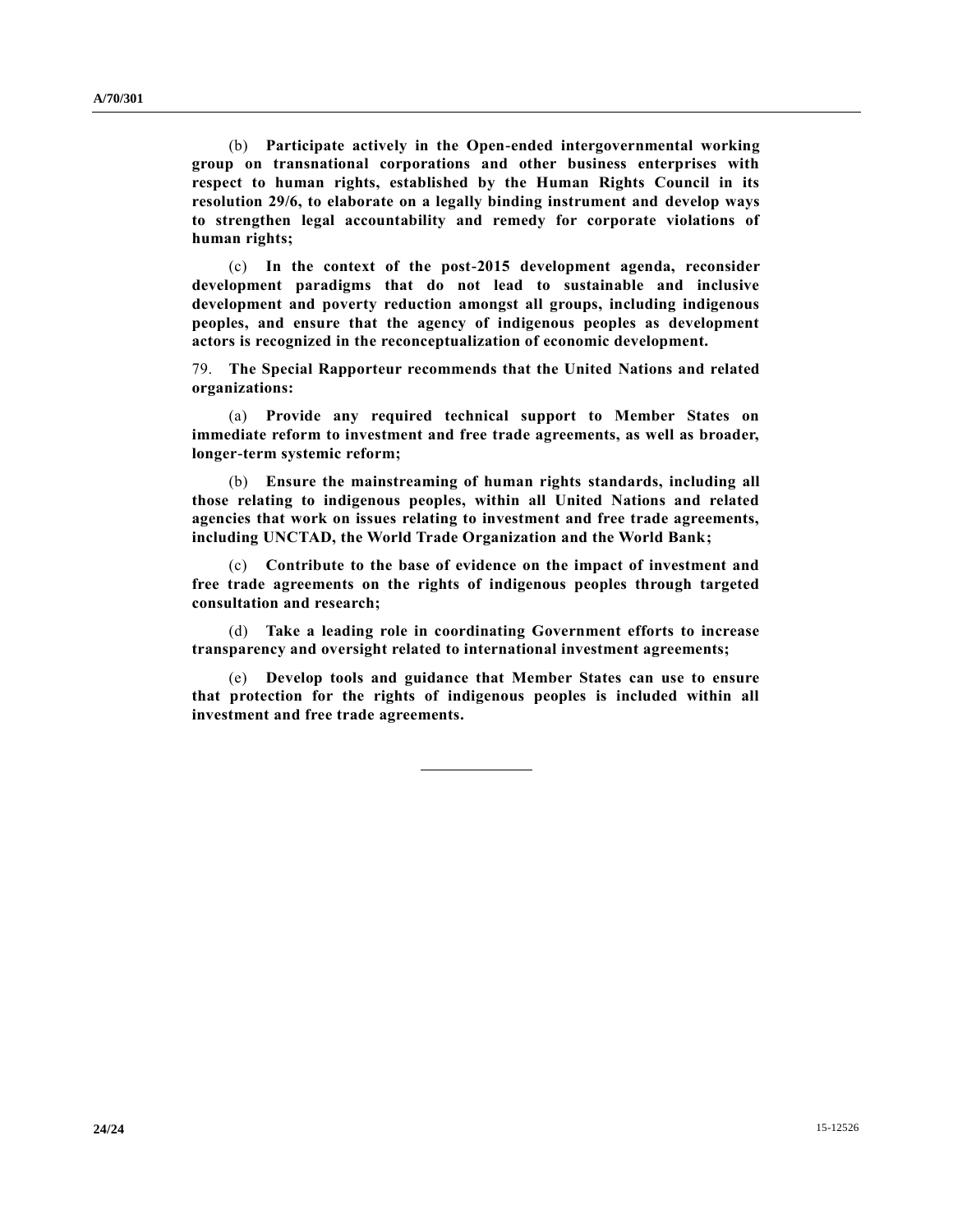(b) **Participate actively in the Open-ended intergovernmental working group on transnational corporations and other business enterprises with respect to human rights, established by the Human Rights Council in its resolution 29/6, to elaborate on a legally binding instrument and develop ways to strengthen legal accountability and remedy for corporate violations of human rights;**

(c) **In the context of the post-2015 development agenda, reconsider development paradigms that do not lead to sustainable and inclusive development and poverty reduction amongst all groups, including indigenous peoples, and ensure that the agency of indigenous peoples as development actors is recognized in the reconceptualization of economic development.**

79. **The Special Rapporteur recommends that the United Nations and related organizations:**

(a) **Provide any required technical support to Member States on immediate reform to investment and free trade agreements, as well as broader, longer-term systemic reform;**

(b) **Ensure the mainstreaming of human rights standards, including all those relating to indigenous peoples, within all United Nations and related agencies that work on issues relating to investment and free trade agreements, including UNCTAD, the World Trade Organization and the World Bank;**

(c) **Contribute to the base of evidence on the impact of investment and free trade agreements on the rights of indigenous peoples through targeted consultation and research;**

(d) **Take a leading role in coordinating Government efforts to increase transparency and oversight related to international investment agreements;**

(e) **Develop tools and guidance that Member States can use to ensure that protection for the rights of indigenous peoples is included within all investment and free trade agreements.**